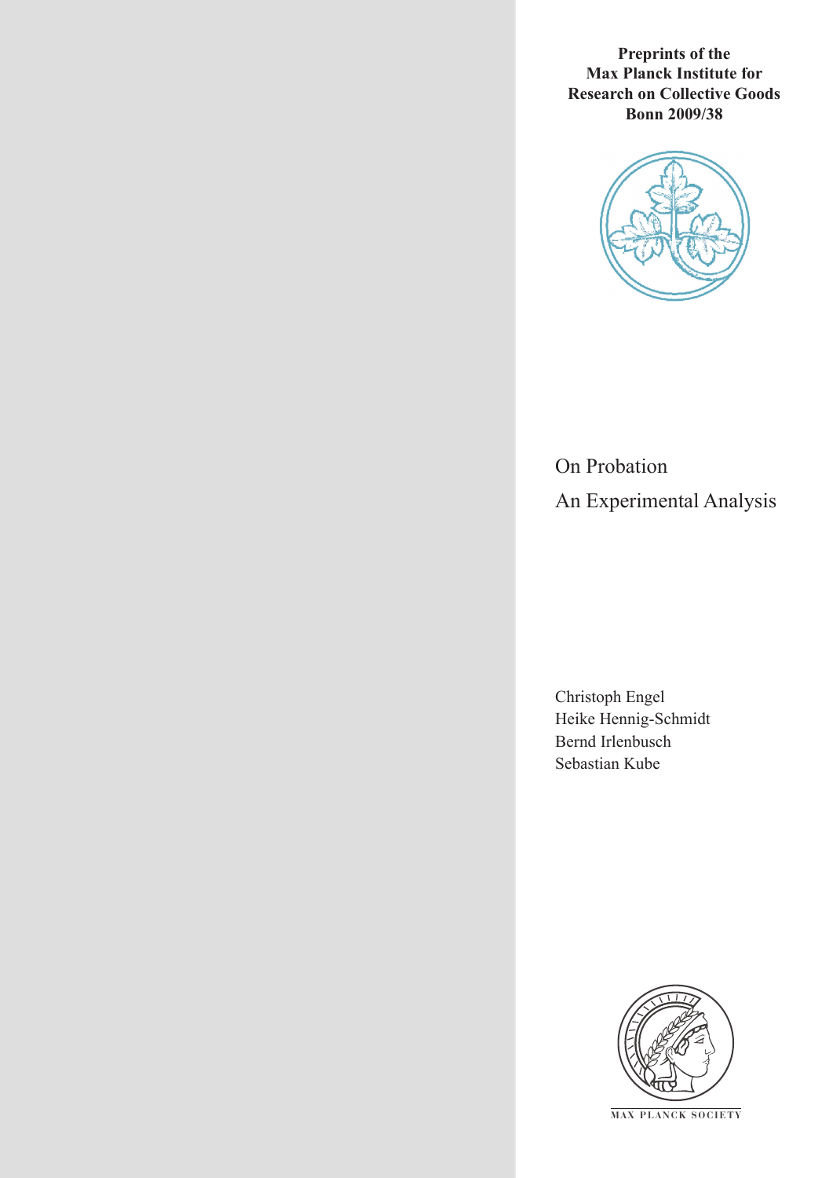**Preprints of the Max Planck Institute for Research on Collective Goods Bonn 2009/38**

# On Probation
## An Experimental Analysis

Christoph Engel
Heike Hennig-Schmidt
Bernd Irlenbusch
Sebastian Kube

MAX PLANCK SOCIETY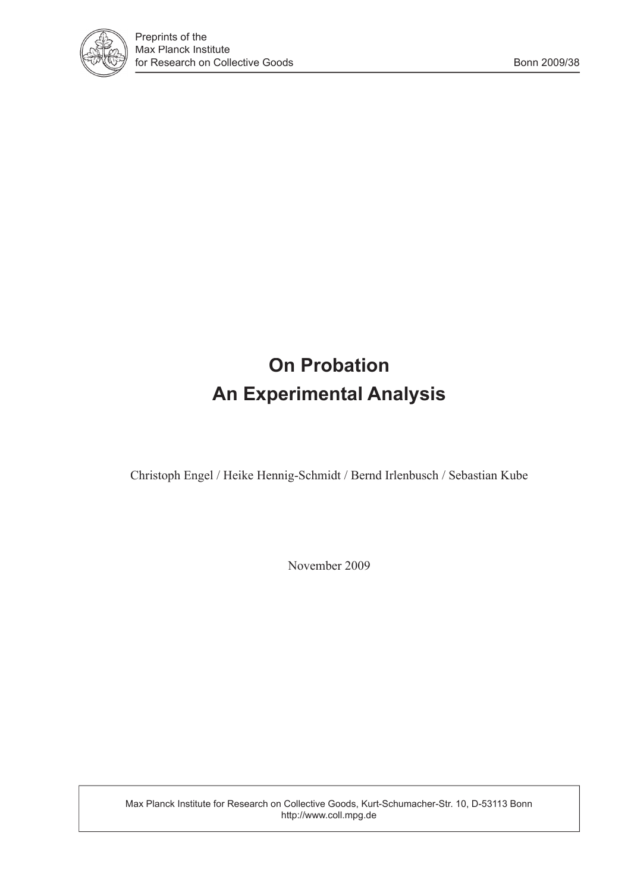# On Probation
# An Experimental Analysis

Christoph Engel / Heike Hennig-Schmidt / Bernd Irlenbusch / Sebastian Kube

November 2009

Max Planck Institute for Research on Collective Goods, Kurt-Schumacher-Str. 10, D-53113 Bonn
http://www.coll.mpg.de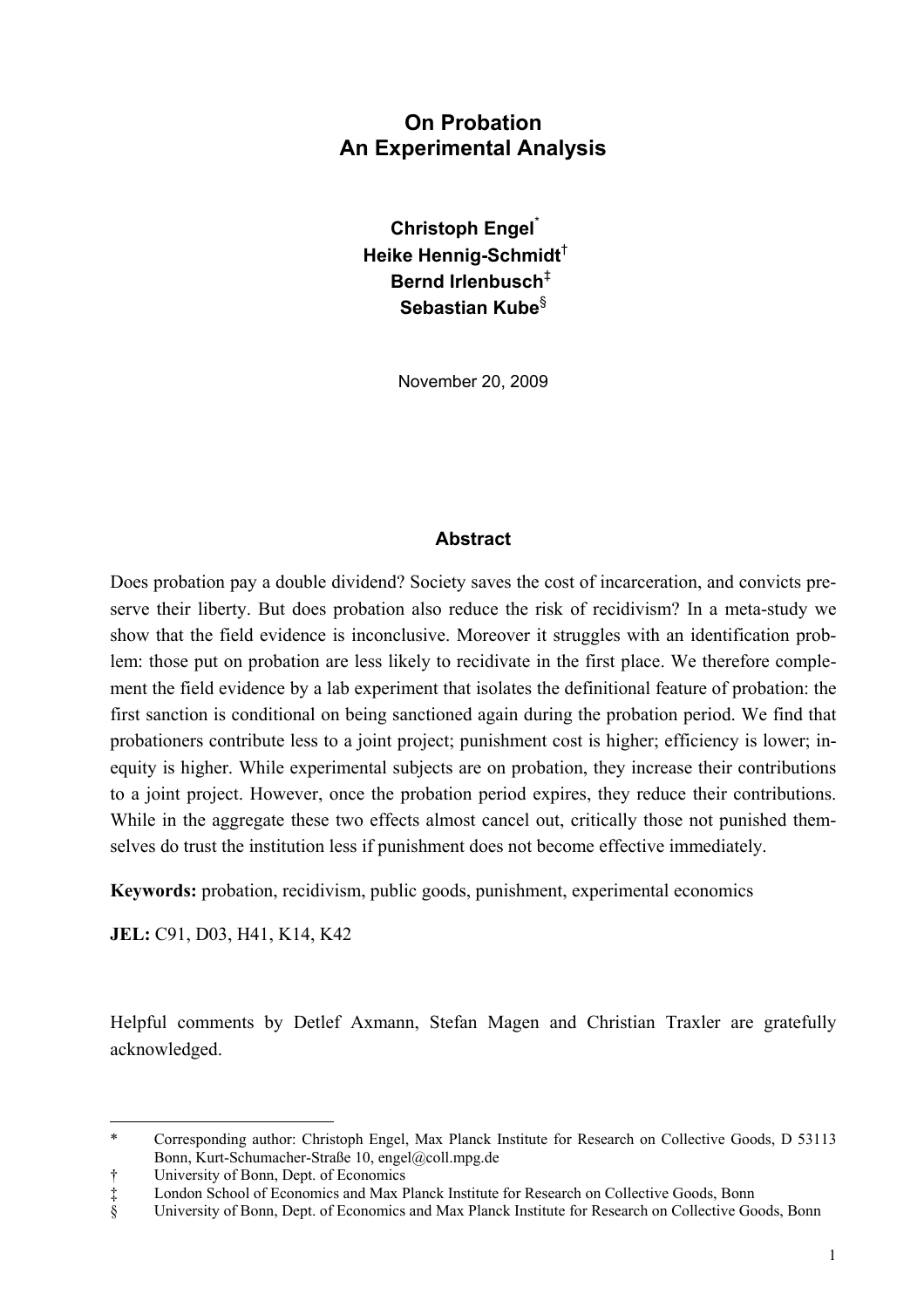# On Probation
# An Experimental Analysis

**Christoph Engel**[*]
**Heike Hennig-Schmidt**[†]
**Bernd Irlenbusch**[‡]
**Sebastian Kube**[§]

November 20, 2009

## Abstract

Does probation pay a double dividend? Society saves the cost of incarceration, and convicts preserve their liberty. But does probation also reduce the risk of recidivism? In a meta-study we show that the field evidence is inconclusive. Moreover it struggles with an identification problem: those put on probation are less likely to recidivate in the first place. We therefore complement the field evidence by a lab experiment that isolates the definitional feature of probation: the first sanction is conditional on being sanctioned again during the probation period. We find that probationers contribute less to a joint project; punishment cost is higher; efficiency is lower; inequity is higher. While experimental subjects are on probation, they increase their contributions to a joint project. However, once the probation period expires, they reduce their contributions. While in the aggregate these two effects almost cancel out, critically those not punished themselves do trust the institution less if punishment does not become effective immediately.

**Keywords:** probation, recidivism, public goods, punishment, experimental economics

**JEL:** C91, D03, H41, K14, K42

Helpful comments by Detlef Axmann, Stefan Magen and Christian Traxler are gratefully acknowledged.

---

[*] Corresponding author: Christoph Engel, Max Planck Institute for Research on Collective Goods, D 53113 Bonn, Kurt-Schumacher-Straße 10, engel@coll.mpg.de

[†] University of Bonn, Dept. of Economics

[‡] London School of Economics and Max Planck Institute for Research on Collective Goods, Bonn

[§] University of Bonn, Dept. of Economics and Max Planck Institute for Research on Collective Goods, Bonn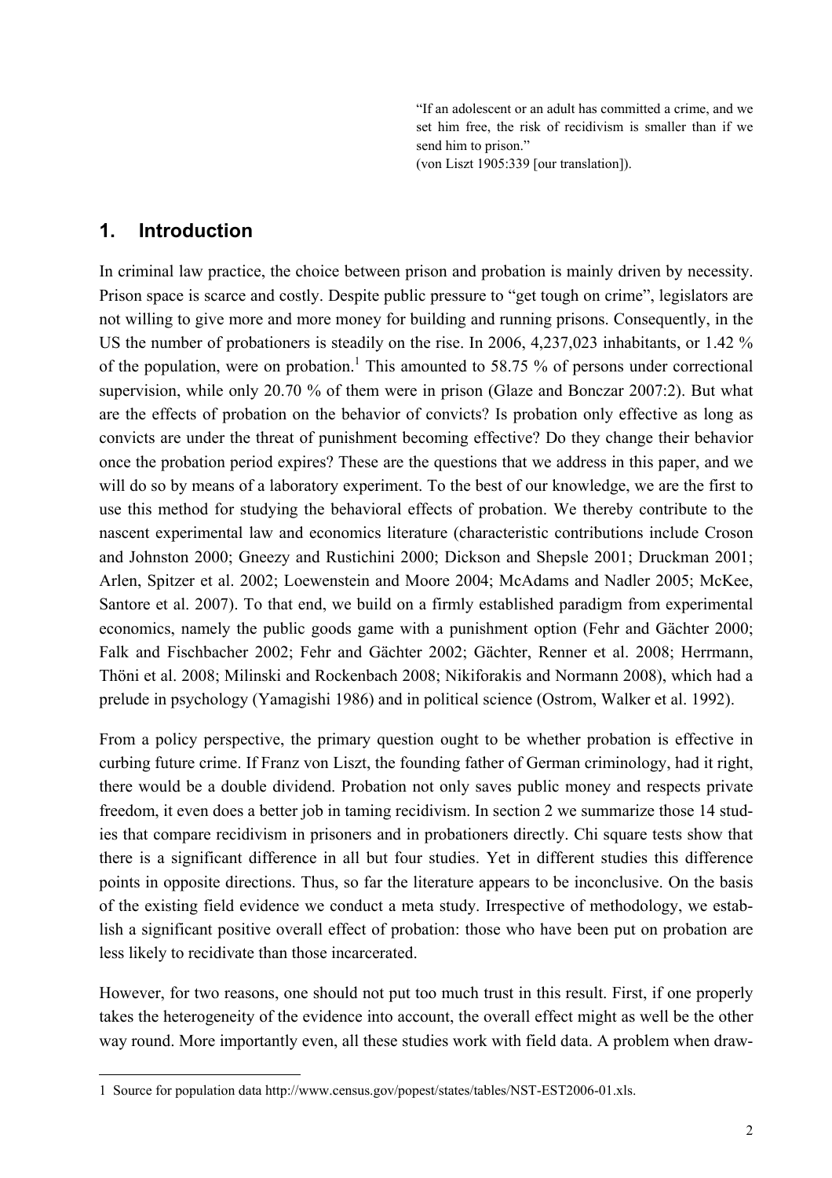> "If an adolescent or an adult has committed a crime, and we set him free, the risk of recidivism is smaller than if we send him to prison."
> (von Liszt 1905:339 [our translation]).

## 1. Introduction

In criminal law practice, the choice between prison and probation is mainly driven by necessity. Prison space is scarce and costly. Despite public pressure to "get tough on crime", legislators are not willing to give more and more money for building and running prisons. Consequently, in the US the number of probationers is steadily on the rise. In 2006, 4,237,023 inhabitants, or 1.42 % of the population, were on probation.[1] This amounted to 58.75 % of persons under correctional supervision, while only 20.70 % of them were in prison (Glaze and Bonczar 2007:2). But what are the effects of probation on the behavior of convicts? Is probation only effective as long as convicts are under the threat of punishment becoming effective? Do they change their behavior once the probation period expires? These are the questions that we address in this paper, and we will do so by means of a laboratory experiment. To the best of our knowledge, we are the first to use this method for studying the behavioral effects of probation. We thereby contribute to the nascent experimental law and economics literature (characteristic contributions include Croson and Johnston 2000; Gneezy and Rustichini 2000; Dickson and Shepsle 2001; Druckman 2001; Arlen, Spitzer et al. 2002; Loewenstein and Moore 2004; McAdams and Nadler 2005; McKee, Santore et al. 2007). To that end, we build on a firmly established paradigm from experimental economics, namely the public goods game with a punishment option (Fehr and Gächter 2000; Falk and Fischbacher 2002; Fehr and Gächter 2002; Gächter, Renner et al. 2008; Herrmann, Thöni et al. 2008; Milinski and Rockenbach 2008; Nikiforakis and Normann 2008), which had a prelude in psychology (Yamagishi 1986) and in political science (Ostrom, Walker et al. 1992).

From a policy perspective, the primary question ought to be whether probation is effective in curbing future crime. If Franz von Liszt, the founding father of German criminology, had it right, there would be a double dividend. Probation not only saves public money and respects private freedom, it even does a better job in taming recidivism. In section 2 we summarize those 14 studies that compare recidivism in prisoners and in probationers directly. Chi square tests show that there is a significant difference in all but four studies. Yet in different studies this difference points in opposite directions. Thus, so far the literature appears to be inconclusive. On the basis of the existing field evidence we conduct a meta study. Irrespective of methodology, we establish a significant positive overall effect of probation: those who have been put on probation are less likely to recidivate than those incarcerated.

However, for two reasons, one should not put too much trust in this result. First, if one properly takes the heterogeneity of the evidence into account, the overall effect might as well be the other way round. More importantly even, all these studies work with field data. A problem when draw-

---

1 Source for population data http://www.census.gov/popest/states/tables/NST-EST2006-01.xls.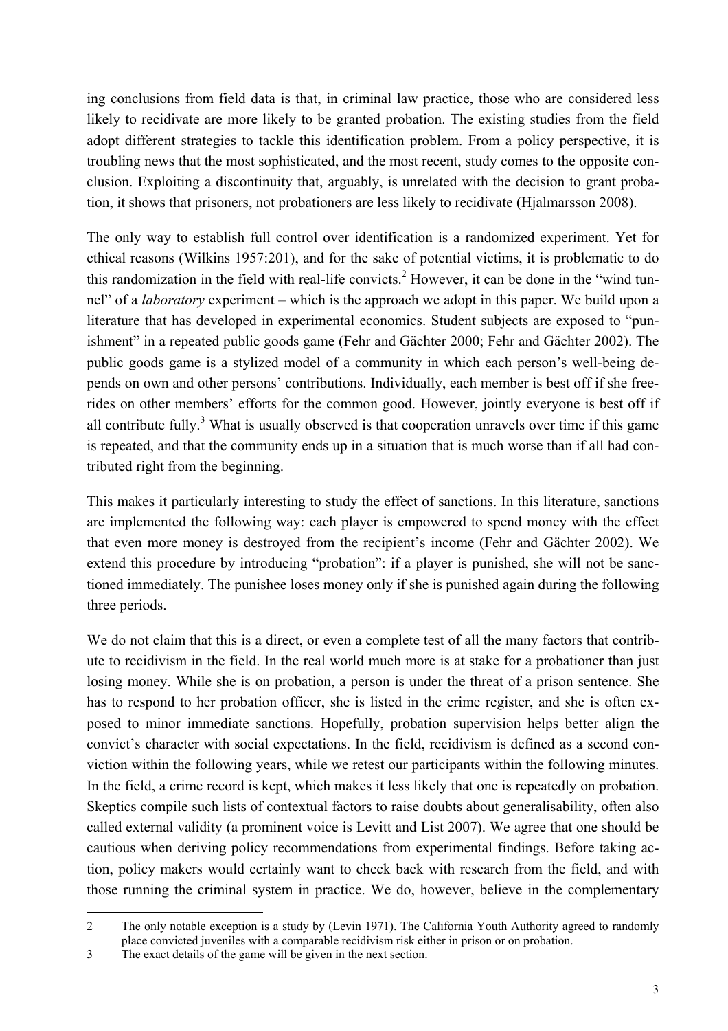ing conclusions from field data is that, in criminal law practice, those who are considered less likely to recidivate are more likely to be granted probation. The existing studies from the field adopt different strategies to tackle this identification problem. From a policy perspective, it is troubling news that the most sophisticated, and the most recent, study comes to the opposite conclusion. Exploiting a discontinuity that, arguably, is unrelated with the decision to grant probation, it shows that prisoners, not probationers are less likely to recidivate (Hjalmarsson 2008).

The only way to establish full control over identification is a randomized experiment. Yet for ethical reasons (Wilkins 1957:201), and for the sake of potential victims, it is problematic to do this randomization in the field with real-life convicts.[2] However, it can be done in the "wind tunnel" of a *laboratory* experiment – which is the approach we adopt in this paper. We build upon a literature that has developed in experimental economics. Student subjects are exposed to "punishment" in a repeated public goods game (Fehr and Gächter 2000; Fehr and Gächter 2002). The public goods game is a stylized model of a community in which each person's well-being depends on own and other persons' contributions. Individually, each member is best off if she free-rides on other members' efforts for the common good. However, jointly everyone is best off if all contribute fully.[3] What is usually observed is that cooperation unravels over time if this game is repeated, and that the community ends up in a situation that is much worse than if all had contributed right from the beginning.

This makes it particularly interesting to study the effect of sanctions. In this literature, sanctions are implemented the following way: each player is empowered to spend money with the effect that even more money is destroyed from the recipient's income (Fehr and Gächter 2002). We extend this procedure by introducing "probation": if a player is punished, she will not be sanctioned immediately. The punishee loses money only if she is punished again during the following three periods.

We do not claim that this is a direct, or even a complete test of all the many factors that contribute to recidivism in the field. In the real world much more is at stake for a probationer than just losing money. While she is on probation, a person is under the threat of a prison sentence. She has to respond to her probation officer, she is listed in the crime register, and she is often exposed to minor immediate sanctions. Hopefully, probation supervision helps better align the convict's character with social expectations. In the field, recidivism is defined as a second conviction within the following years, while we retest our participants within the following minutes. In the field, a crime record is kept, which makes it less likely that one is repeatedly on probation. Skeptics compile such lists of contextual factors to raise doubts about generalisability, often also called external validity (a prominent voice is Levitt and List 2007). We agree that one should be cautious when deriving policy recommendations from experimental findings. Before taking action, policy makers would certainly want to check back with research from the field, and with those running the criminal system in practice. We do, however, believe in the complementary

---

2 The only notable exception is a study by (Levin 1971). The California Youth Authority agreed to randomly place convicted juveniles with a comparable recidivism risk either in prison or on probation.

3 The exact details of the game will be given in the next section.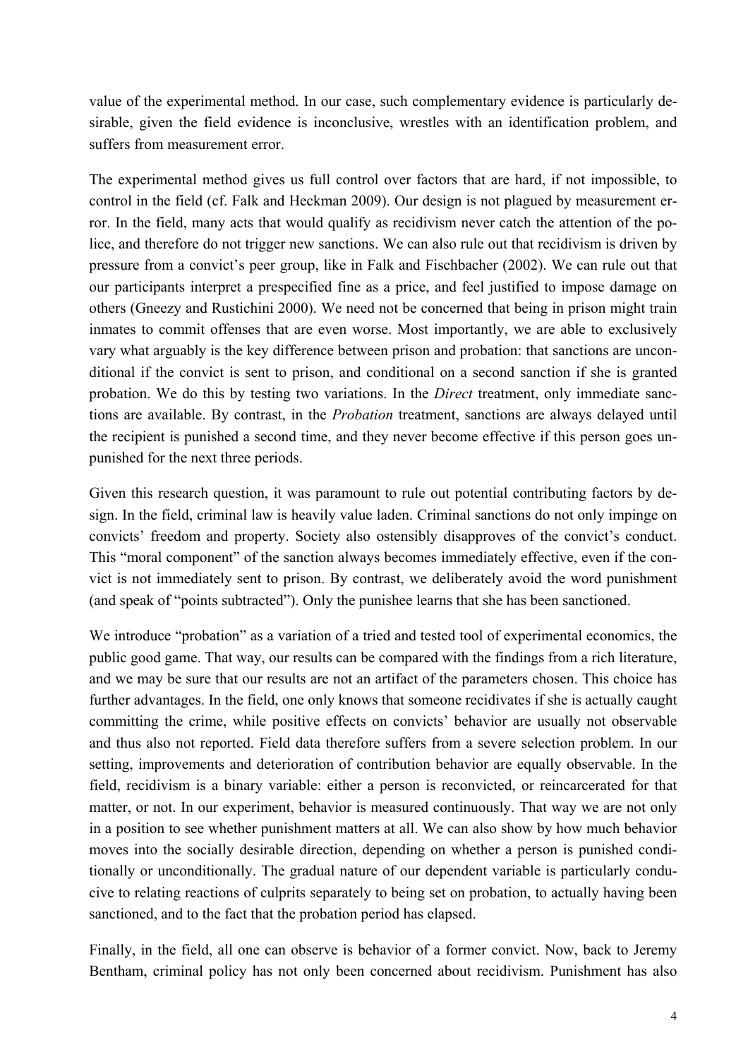value of the experimental method. In our case, such complementary evidence is particularly desirable, given the field evidence is inconclusive, wrestles with an identification problem, and suffers from measurement error.

The experimental method gives us full control over factors that are hard, if not impossible, to control in the field (cf. Falk and Heckman 2009). Our design is not plagued by measurement error. In the field, many acts that would qualify as recidivism never catch the attention of the police, and therefore do not trigger new sanctions. We can also rule out that recidivism is driven by pressure from a convict's peer group, like in Falk and Fischbacher (2002). We can rule out that our participants interpret a prespecified fine as a price, and feel justified to impose damage on others (Gneezy and Rustichini 2000). We need not be concerned that being in prison might train inmates to commit offenses that are even worse. Most importantly, we are able to exclusively vary what arguably is the key difference between prison and probation: that sanctions are unconditional if the convict is sent to prison, and conditional on a second sanction if she is granted probation. We do this by testing two variations. In the *Direct* treatment, only immediate sanctions are available. By contrast, in the *Probation* treatment, sanctions are always delayed until the recipient is punished a second time, and they never become effective if this person goes unpunished for the next three periods.

Given this research question, it was paramount to rule out potential contributing factors by design. In the field, criminal law is heavily value laden. Criminal sanctions do not only impinge on convicts' freedom and property. Society also ostensibly disapproves of the convict's conduct. This "moral component" of the sanction always becomes immediately effective, even if the convict is not immediately sent to prison. By contrast, we deliberately avoid the word punishment (and speak of "points subtracted"). Only the punishee learns that she has been sanctioned.

We introduce "probation" as a variation of a tried and tested tool of experimental economics, the public good game. That way, our results can be compared with the findings from a rich literature, and we may be sure that our results are not an artifact of the parameters chosen. This choice has further advantages. In the field, one only knows that someone recidivates if she is actually caught committing the crime, while positive effects on convicts' behavior are usually not observable and thus also not reported. Field data therefore suffers from a severe selection problem. In our setting, improvements and deterioration of contribution behavior are equally observable. In the field, recidivism is a binary variable: either a person is reconvicted, or reincarcerated for that matter, or not. In our experiment, behavior is measured continuously. That way we are not only in a position to see whether punishment matters at all. We can also show by how much behavior moves into the socially desirable direction, depending on whether a person is punished conditionally or unconditionally. The gradual nature of our dependent variable is particularly conducive to relating reactions of culprits separately to being set on probation, to actually having been sanctioned, and to the fact that the probation period has elapsed.

Finally, in the field, all one can observe is behavior of a former convict. Now, back to Jeremy Bentham, criminal policy has not only been concerned about recidivism. Punishment has also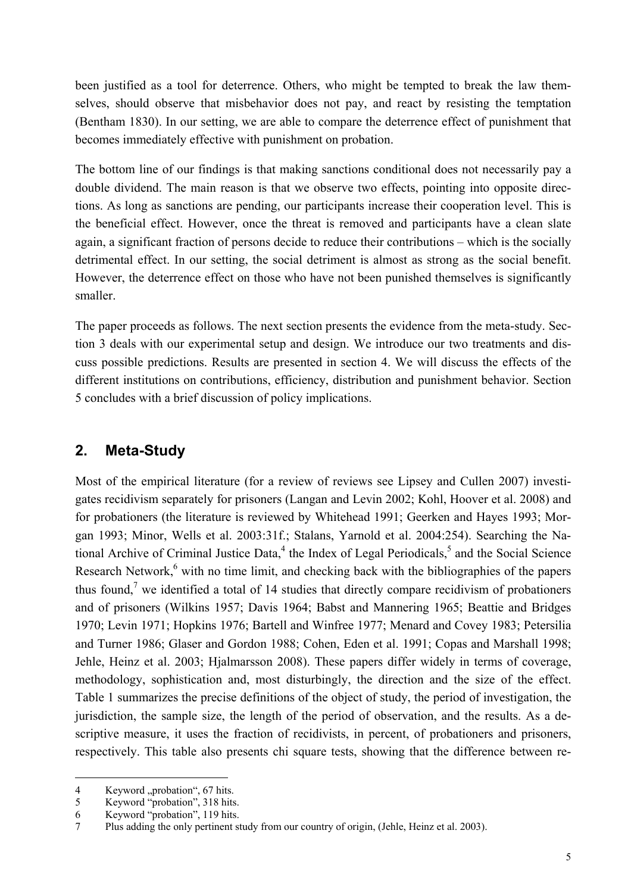been justified as a tool for deterrence. Others, who might be tempted to break the law themselves, should observe that misbehavior does not pay, and react by resisting the temptation (Bentham 1830). In our setting, we are able to compare the deterrence effect of punishment that becomes immediately effective with punishment on probation.

The bottom line of our findings is that making sanctions conditional does not necessarily pay a double dividend. The main reason is that we observe two effects, pointing into opposite directions. As long as sanctions are pending, our participants increase their cooperation level. This is the beneficial effect. However, once the threat is removed and participants have a clean slate again, a significant fraction of persons decide to reduce their contributions – which is the socially detrimental effect. In our setting, the social detriment is almost as strong as the social benefit. However, the deterrence effect on those who have not been punished themselves is significantly smaller.

The paper proceeds as follows. The next section presents the evidence from the meta-study. Section 3 deals with our experimental setup and design. We introduce our two treatments and discuss possible predictions. Results are presented in section 4. We will discuss the effects of the different institutions on contributions, efficiency, distribution and punishment behavior. Section 5 concludes with a brief discussion of policy implications.

## 2. Meta-Study

Most of the empirical literature (for a review of reviews see Lipsey and Cullen 2007) investigates recidivism separately for prisoners (Langan and Levin 2002; Kohl, Hoover et al. 2008) and for probationers (the literature is reviewed by Whitehead 1991; Geerken and Hayes 1993; Morgan 1993; Minor, Wells et al. 2003:31f.; Stalans, Yarnold et al. 2004:254). Searching the National Archive of Criminal Justice Data,[4] the Index of Legal Periodicals,[5] and the Social Science Research Network,[6] with no time limit, and checking back with the bibliographies of the papers thus found,[7] we identified a total of 14 studies that directly compare recidivism of probationers and of prisoners (Wilkins 1957; Davis 1964; Babst and Mannering 1965; Beattie and Bridges 1970; Levin 1971; Hopkins 1976; Bartell and Winfree 1977; Menard and Covey 1983; Petersilia and Turner 1986; Glaser and Gordon 1988; Cohen, Eden et al. 1991; Copas and Marshall 1998; Jehle, Heinz et al. 2003; Hjalmarsson 2008). These papers differ widely in terms of coverage, methodology, sophistication and, most disturbingly, the direction and the size of the effect. Table 1 summarizes the precise definitions of the object of study, the period of investigation, the jurisdiction, the sample size, the length of the period of observation, and the results. As a descriptive measure, it uses the fraction of recidivists, in percent, of probationers and prisoners, respectively. This table also presents chi square tests, showing that the difference between re-

---

4 Keyword „probation", 67 hits.

5 Keyword "probation", 318 hits.

6 Keyword "probation", 119 hits.

7 Plus adding the only pertinent study from our country of origin, (Jehle, Heinz et al. 2003).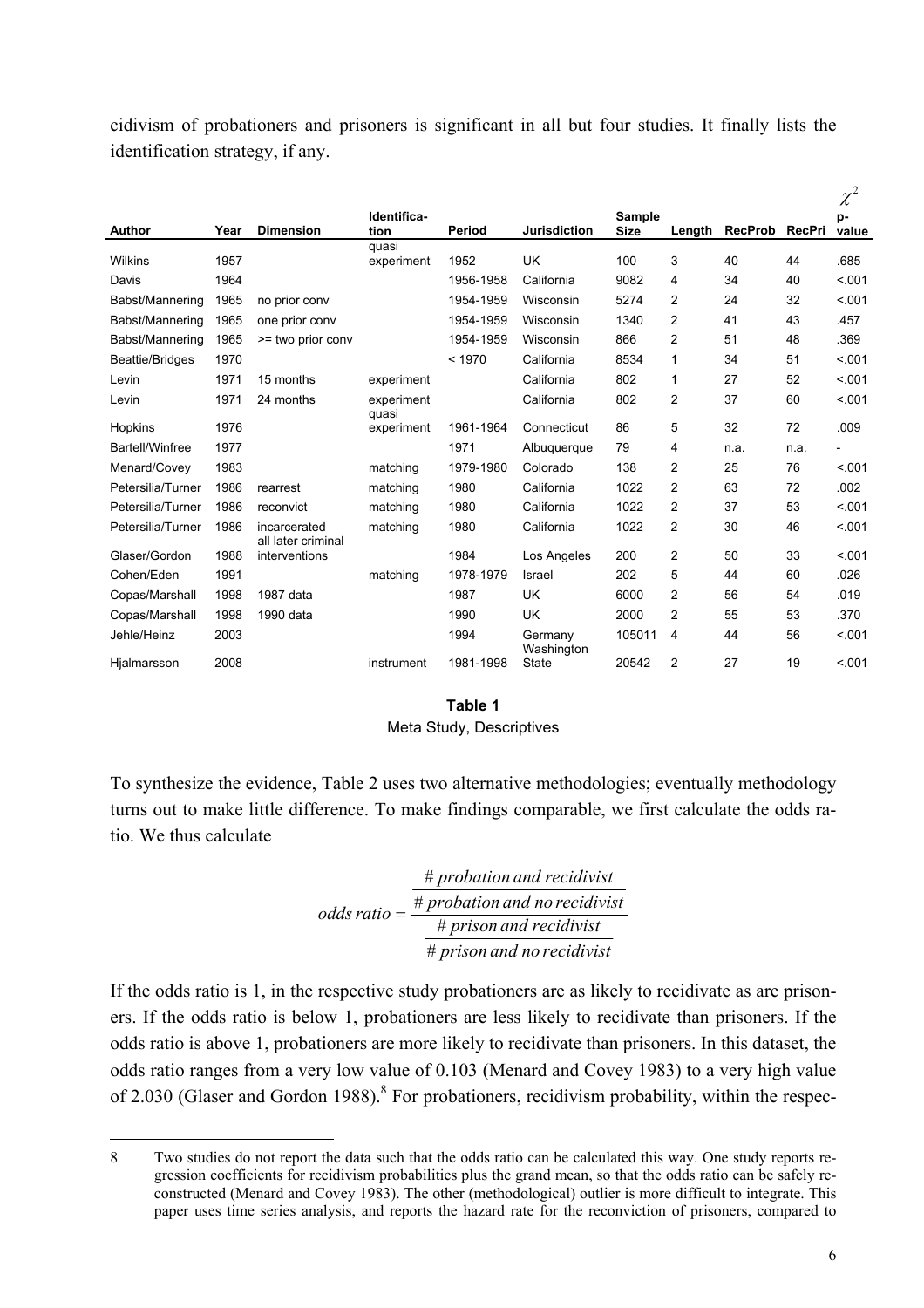cidivism of probationers and prisoners is significant in all but four studies. It finally lists the identification strategy, if any.

| Author | Year | Dimension | Identification | Period | Jurisdiction | Sample Size | Length | RecProb | RecPri | $\chi^2$ p-value |
|---|---|---|---|---|---|---|---|---|---|---|
| Wilkins | 1957 | | quasi experiment | 1952 | UK | 100 | 3 | 40 | 44 | .685 |
| Davis | 1964 | | | 1956-1958 | California | 9082 | 4 | 34 | 40 | <.001 |
| Babst/Mannering | 1965 | no prior conv | | 1954-1959 | Wisconsin | 5274 | 2 | 24 | 32 | <.001 |
| Babst/Mannering | 1965 | one prior conv | | 1954-1959 | Wisconsin | 1340 | 2 | 41 | 43 | .457 |
| Babst/Mannering | 1965 | >= two prior conv | | 1954-1959 | Wisconsin | 866 | 2 | 51 | 48 | .369 |
| Beattie/Bridges | 1970 | | | < 1970 | California | 8534 | 1 | 34 | 51 | <.001 |
| Levin | 1971 | 15 months | experiment | | California | 802 | 1 | 27 | 52 | <.001 |
| Levin | 1971 | 24 months | experiment | | California | 802 | 2 | 37 | 60 | <.001 |
| Hopkins | 1976 | | quasi experiment | 1961-1964 | Connecticut | 86 | 5 | 32 | 72 | .009 |
| Bartell/Winfree | 1977 | | | 1971 | Albuquerque | 79 | 4 | n.a. | n.a. | - |
| Menard/Covey | 1983 | | matching | 1979-1980 | Colorado | 138 | 2 | 25 | 76 | <.001 |
| Petersilia/Turner | 1986 | rearrest | matching | 1980 | California | 1022 | 2 | 63 | 72 | .002 |
| Petersilia/Turner | 1986 | reconvict | matching | 1980 | California | 1022 | 2 | 37 | 53 | <.001 |
| Petersilia/Turner | 1986 | incarcerated | matching | 1980 | California | 1022 | 2 | 30 | 46 | <.001 |
| Glaser/Gordon | 1988 | all later criminal interventions | | 1984 | Los Angeles | 200 | 2 | 50 | 33 | <.001 |
| Cohen/Eden | 1991 | | matching | 1978-1979 | Israel | 202 | 5 | 44 | 60 | .026 |
| Copas/Marshall | 1998 | 1987 data | | 1987 | UK | 6000 | 2 | 56 | 54 | .019 |
| Copas/Marshall | 1998 | 1990 data | | 1990 | UK | 2000 | 2 | 55 | 53 | .370 |
| Jehle/Heinz | 2003 | | | 1994 | Germany | 105011 | 4 | 44 | 56 | <.001 |
| Hjalmarsson | 2008 | | instrument | 1981-1998 | Washington State | 20542 | 2 | 27 | 19 | <.001 |

**Table 1**
Meta Study, Descriptives

To synthesize the evidence, Table 2 uses two alternative methodologies; eventually methodology turns out to make little difference. To make findings comparable, we first calculate the odds ratio. We thus calculate

$$odds\,ratio = \frac{\dfrac{\#\,probation\,and\,recidivist}{\#\,probation\,and\,no\,recidivist}}{\dfrac{\#\,prison\,and\,recidivist}{\#\,prison\,and\,no\,recidivist}}$$

If the odds ratio is 1, in the respective study probationers are as likely to recidivate as are prisoners. If the odds ratio is below 1, probationers are less likely to recidivate than prisoners. If the odds ratio is above 1, probationers are more likely to recidivate than prisoners. In this dataset, the odds ratio ranges from a very low value of 0.103 (Menard and Covey 1983) to a very high value of 2.030 (Glaser and Gordon 1988).[8] For probationers, recidivism probability, within the respec-

8 Two studies do not report the data such that the odds ratio can be calculated this way. One study reports regression coefficients for recidivism probabilities plus the grand mean, so that the odds ratio can be safely reconstructed (Menard and Covey 1983). The other (methodological) outlier is more difficult to integrate. This paper uses time series analysis, and reports the hazard rate for the reconviction of prisoners, compared to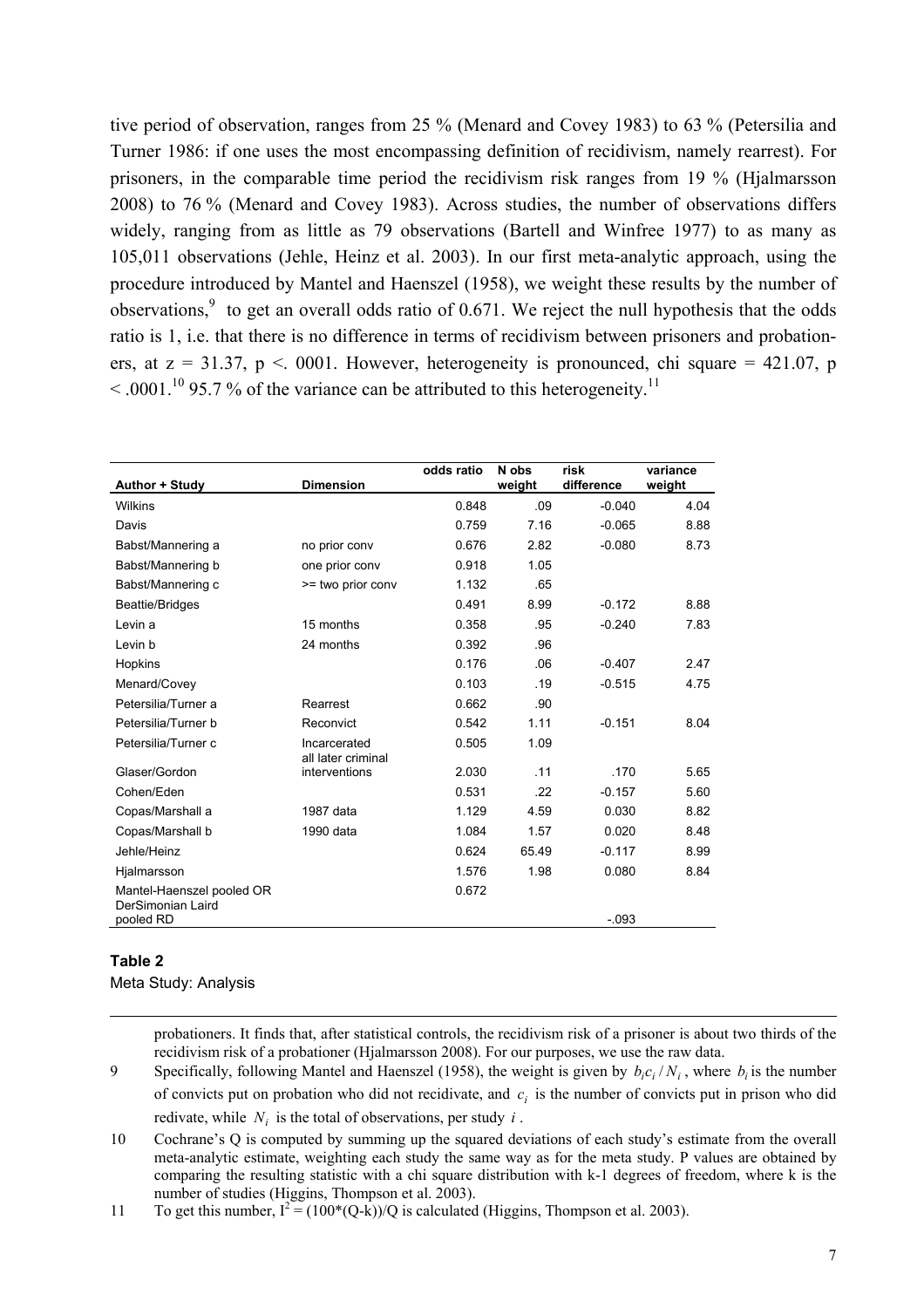tive period of observation, ranges from 25 % (Menard and Covey 1983) to 63 % (Petersilia and Turner 1986: if one uses the most encompassing definition of recidivism, namely rearrest). For prisoners, in the comparable time period the recidivism risk ranges from 19 % (Hjalmarsson 2008) to 76 % (Menard and Covey 1983). Across studies, the number of observations differs widely, ranging from as little as 79 observations (Bartell and Winfree 1977) to as many as 105,011 observations (Jehle, Heinz et al. 2003). In our first meta-analytic approach, using the procedure introduced by Mantel and Haenszel (1958), we weight these results by the number of observations,[9] to get an overall odds ratio of 0.671. We reject the null hypothesis that the odds ratio is 1, i.e. that there is no difference in terms of recidivism between prisoners and probationers, at $z = 31.37$, $p < .0001$. However, heterogeneity is pronounced, chi square = 421.07, $p < .0001$.[10] 95.7 % of the variance can be attributed to this heterogeneity.[11]

| Author + Study | Dimension | odds ratio | N obs weight | risk difference | variance weight |
|---|---|---|---|---|---|
| Wilkins | | 0.848 | .09 | -0.040 | 4.04 |
| Davis | | 0.759 | 7.16 | -0.065 | 8.88 |
| Babst/Mannering a | no prior conv | 0.676 | 2.82 | -0.080 | 8.73 |
| Babst/Mannering b | one prior conv | 0.918 | 1.05 | | |
| Babst/Mannering c | >= two prior conv | 1.132 | .65 | | |
| Beattie/Bridges | | 0.491 | 8.99 | -0.172 | 8.88 |
| Levin a | 15 months | 0.358 | .95 | -0.240 | 7.83 |
| Levin b | 24 months | 0.392 | .96 | | |
| Hopkins | | 0.176 | .06 | -0.407 | 2.47 |
| Menard/Covey | | 0.103 | .19 | -0.515 | 4.75 |
| Petersilia/Turner a | Rearrest | 0.662 | .90 | | |
| Petersilia/Turner b | Reconvict | 0.542 | 1.11 | -0.151 | 8.04 |
| Petersilia/Turner c | Incarcerated | 0.505 | 1.09 | | |
| Glaser/Gordon | all later criminal interventions | 2.030 | .11 | .170 | 5.65 |
| Cohen/Eden | | 0.531 | .22 | -0.157 | 5.60 |
| Copas/Marshall a | 1987 data | 1.129 | 4.59 | 0.030 | 8.82 |
| Copas/Marshall b | 1990 data | 1.084 | 1.57 | 0.020 | 8.48 |
| Jehle/Heinz | | 0.624 | 65.49 | -0.117 | 8.99 |
| Hjalmarsson | | 1.576 | 1.98 | 0.080 | 8.84 |
| Mantel-Haenszel pooled OR | | 0.672 | | | |
| DerSimonian Laird pooled RD | | | | -.093 | |

**Table 2**

Meta Study: Analysis

probationers. It finds that, after statistical controls, the recidivism risk of a prisoner is about two thirds of the recidivism risk of a probationer (Hjalmarsson 2008). For our purposes, we use the raw data.

9 Specifically, following Mantel and Haenszel (1958), the weight is given by $b_i c_i / N_i$, where $b_i$ is the number of convicts put on probation who did not recidivate, and $c_i$ is the number of convicts put in prison who did redivate, while $N_i$ is the total of observations, per study $i$.

10 Cochrane's Q is computed by summing up the squared deviations of each study's estimate from the overall meta-analytic estimate, weighting each study the same way as for the meta study. P values are obtained by comparing the resulting statistic with a chi square distribution with k-1 degrees of freedom, where k is the number of studies (Higgins, Thompson et al. 2003).

11 To get this number, $I^2 = (100*(Q-k))/Q$ is calculated (Higgins, Thompson et al. 2003).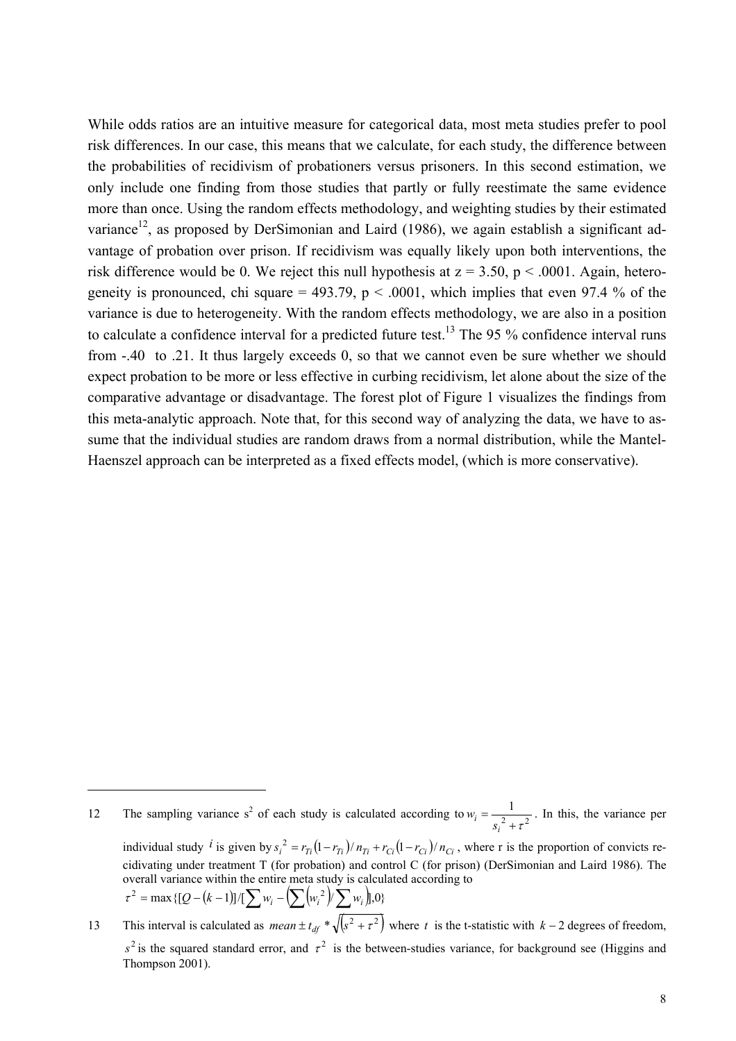While odds ratios are an intuitive measure for categorical data, most meta studies prefer to pool risk differences. In our case, this means that we calculate, for each study, the difference between the probabilities of recidivism of probationers versus prisoners. In this second estimation, we only include one finding from those studies that partly or fully reestimate the same evidence more than once. Using the random effects methodology, and weighting studies by their estimated variance[12], as proposed by DerSimonian and Laird (1986), we again establish a significant advantage of probation over prison. If recidivism was equally likely upon both interventions, the risk difference would be 0. We reject this null hypothesis at $z = 3.50$, $p < .0001$. Again, heterogeneity is pronounced, chi square = 493.79, $p < .0001$, which implies that even 97.4 % of the variance is due to heterogeneity. With the random effects methodology, we are also in a position to calculate a confidence interval for a predicted future test.[13] The 95 % confidence interval runs from -.40 to .21. It thus largely exceeds 0, so that we cannot even be sure whether we should expect probation to be more or less effective in curbing recidivism, let alone about the size of the comparative advantage or disadvantage. The forest plot of Figure 1 visualizes the findings from this meta-analytic approach. Note that, for this second way of analyzing the data, we have to assume that the individual studies are random draws from a normal distribution, while the Mantel-Haenszel approach can be interpreted as a fixed effects model, (which is more conservative).

---

12 The sampling variance $s^2$ of each study is calculated according to $w_i = \frac{1}{s_i^2 + \tau^2}$. In this, the variance per individual study $i$ is given by $s_i^2 = r_{Ti}(1 - r_{Ti})/n_{Ti} + r_{Ci}(1 - r_{Ci})/n_{Ci}$, where r is the proportion of convicts recidivating under treatment T (for probation) and control C (for prison) (DerSimonian and Laird 1986). The overall variance within the entire meta study is calculated according to $\tau^2 = \max\{[Q - (k-1)]/[\sum w_i - (\sum (w_i^2)/\sum w_i)],0\}$

13 This interval is calculated as $mean \pm t_{df} * \sqrt{(s^2 + \tau^2)}$ where $t$ is the t-statistic with $k-2$ degrees of freedom, $s^2$ is the squared standard error, and $\tau^2$ is the between-studies variance, for background see (Higgins and Thompson 2001).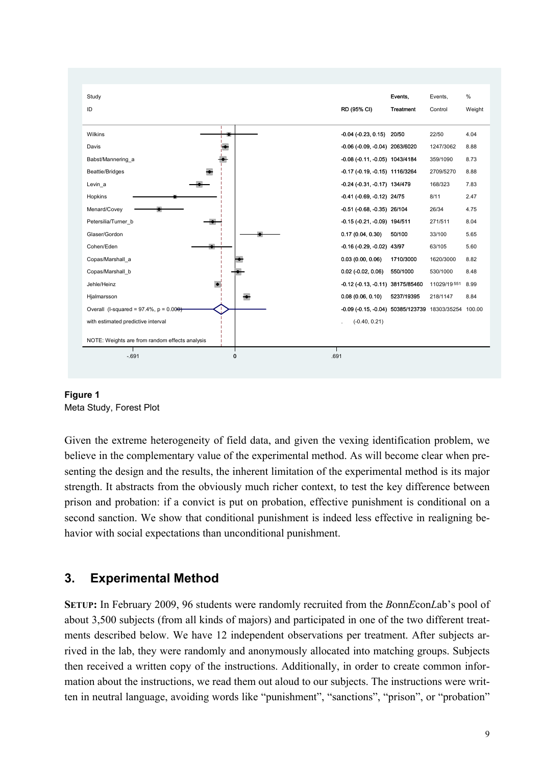| Study ID | RD (95% CI) | Events, Treatment | Events, Control | % Weight |
|---|---|---|---|---|
| Wilkins | -0.04 (-0.23, 0.15) | 20/50 | 22/50 | 4.04 |
| Davis | -0.06 (-0.09, -0.04) | 2063/6020 | 1247/3062 | 8.88 |
| Babst/Mannering_a | -0.08 (-0.11, -0.05) | 1043/4184 | 359/1090 | 8.73 |
| Beattie/Bridges | -0.17 (-0.19, -0.15) | 1116/3264 | 2709/5270 | 8.88 |
| Levin_a | -0.24 (-0.31, -0.17) | 134/479 | 168/323 | 7.83 |
| Hopkins | -0.41 (-0.69, -0.12) | 24/75 | 8/11 | 2.47 |
| Menard/Covey | -0.51 (-0.68, -0.35) | 26/104 | 26/34 | 4.75 |
| Petersilia/Turner_b | -0.15 (-0.21, -0.09) | 194/511 | 271/511 | 8.04 |
| Glaser/Gordon | 0.17 (0.04, 0.30) | 50/100 | 33/100 | 5.65 |
| Cohen/Eden | -0.16 (-0.29, -0.02) | 43/97 | 63/105 | 5.60 |
| Copas/Marshall_a | 0.03 (0.00, 0.06) | 1710/3000 | 1620/3000 | 8.82 |
| Copas/Marshall_b | 0.02 (-0.02, 0.06) | 550/1000 | 530/1000 | 8.48 |
| Jehle/Heinz | -0.12 (-0.13, -0.11) | 38175/85460 | 11029/19551 | 8.99 |
| Hjalmarsson | 0.08 (0.06, 0.10) | 5237/19395 | 218/1147 | 8.84 |
| Overall (I-squared = 97.4%, p = 0.000) | -0.09 (-0.15, -0.04) | 50385/123739 | 18303/35254 | 100.00 |
| with estimated predictive interval | . (-0.40, 0.21) | | | |

NOTE: Weights are from random effects analysis

**Figure 1**
Meta Study, Forest Plot

Given the extreme heterogeneity of field data, and given the vexing identification problem, we believe in the complementary value of the experimental method. As will become clear when presenting the design and the results, the inherent limitation of the experimental method is its major strength. It abstracts from the obviously much richer context, to test the key difference between prison and probation: if a convict is put on probation, effective punishment is conditional on a second sanction. We show that conditional punishment is indeed less effective in realigning behavior with social expectations than unconditional punishment.

## 3. Experimental Method

**SETUP:** In February 2009, 96 students were randomly recruited from the *B*onn*E*con*L*ab's pool of about 3,500 subjects (from all kinds of majors) and participated in one of the two different treatments described below. We have 12 independent observations per treatment. After subjects arrived in the lab, they were randomly and anonymously allocated into matching groups. Subjects then received a written copy of the instructions. Additionally, in order to create common information about the instructions, we read them out aloud to our subjects. The instructions were written in neutral language, avoiding words like "punishment", "sanctions", "prison", or "probation"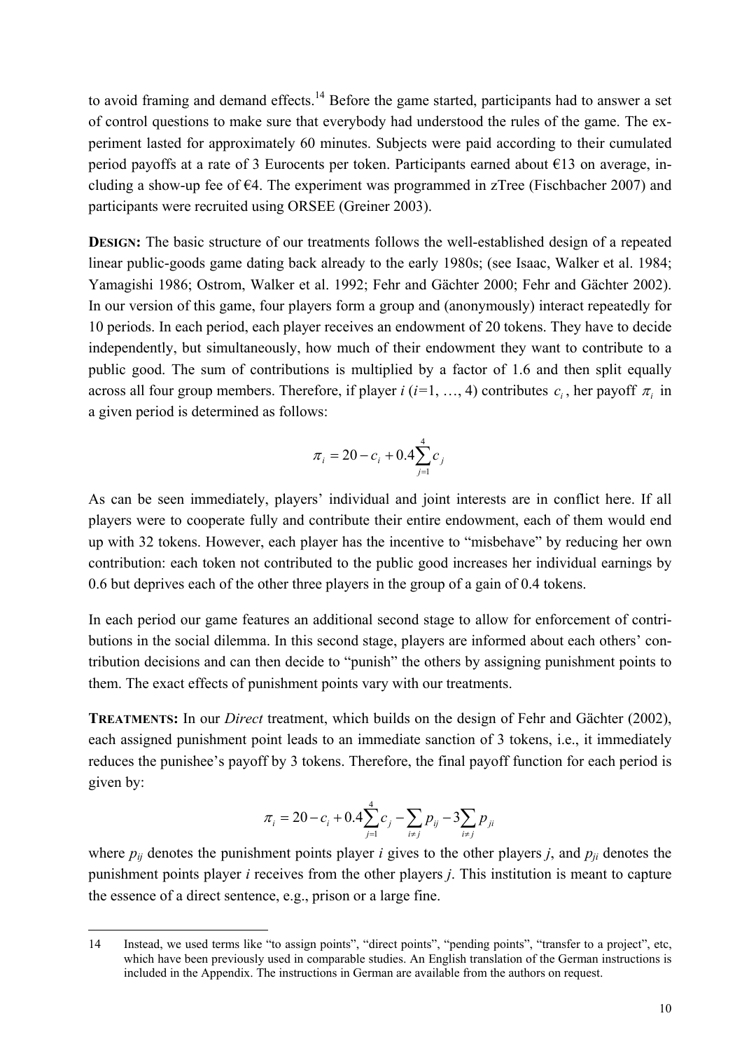to avoid framing and demand effects.[14] Before the game started, participants had to answer a set of control questions to make sure that everybody had understood the rules of the game. The experiment lasted for approximately 60 minutes. Subjects were paid according to their cumulated period payoffs at a rate of 3 Eurocents per token. Participants earned about €13 on average, including a show-up fee of €4. The experiment was programmed in zTree (Fischbacher 2007) and participants were recruited using ORSEE (Greiner 2003).

**DESIGN:** The basic structure of our treatments follows the well-established design of a repeated linear public-goods game dating back already to the early 1980s; (see Isaac, Walker et al. 1984; Yamagishi 1986; Ostrom, Walker et al. 1992; Fehr and Gächter 2000; Fehr and Gächter 2002). In our version of this game, four players form a group and (anonymously) interact repeatedly for 10 periods. In each period, each player receives an endowment of 20 tokens. They have to decide independently, but simultaneously, how much of their endowment they want to contribute to a public good. The sum of contributions is multiplied by a factor of 1.6 and then split equally across all four group members. Therefore, if player $i$ ($i$=1, …, 4) contributes $c_i$, her payoff $\pi_i$ in a given period is determined as follows:

$$\pi_i = 20 - c_i + 0.4\sum_{j=1}^{4} c_j$$

As can be seen immediately, players' individual and joint interests are in conflict here. If all players were to cooperate fully and contribute their entire endowment, each of them would end up with 32 tokens. However, each player has the incentive to "misbehave" by reducing her own contribution: each token not contributed to the public good increases her individual earnings by 0.6 but deprives each of the other three players in the group of a gain of 0.4 tokens.

In each period our game features an additional second stage to allow for enforcement of contributions in the social dilemma. In this second stage, players are informed about each others' contribution decisions and can then decide to "punish" the others by assigning punishment points to them. The exact effects of punishment points vary with our treatments.

**TREATMENTS:** In our *Direct* treatment, which builds on the design of Fehr and Gächter (2002), each assigned punishment point leads to an immediate sanction of 3 tokens, i.e., it immediately reduces the punishee's payoff by 3 tokens. Therefore, the final payoff function for each period is given by:

$$\pi_i = 20 - c_i + 0.4\sum_{j=1}^{4} c_j - \sum_{i \neq j} p_{ij} - 3\sum_{i \neq j} p_{ji}$$

where $p_{ij}$ denotes the punishment points player $i$ gives to the other players $j$, and $p_{ji}$ denotes the punishment points player $i$ receives from the other players $j$. This institution is meant to capture the essence of a direct sentence, e.g., prison or a large fine.

14 Instead, we used terms like "to assign points", "direct points", "pending points", "transfer to a project", etc, which have been previously used in comparable studies. An English translation of the German instructions is included in the Appendix. The instructions in German are available from the authors on request.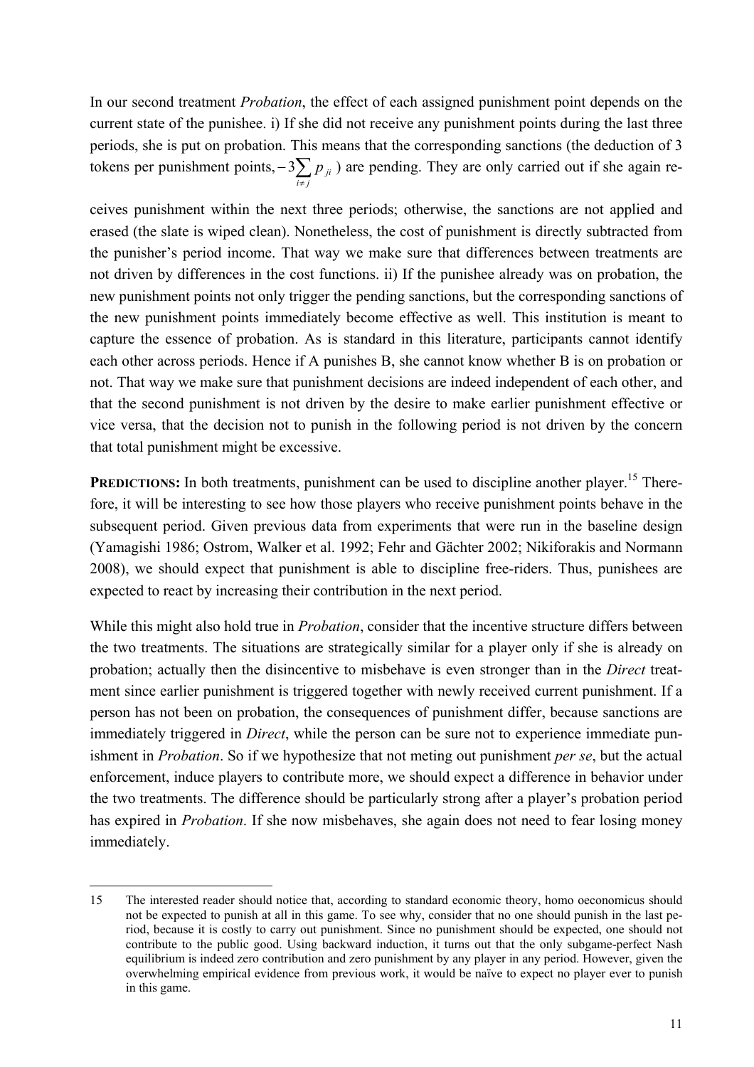In our second treatment *Probation*, the effect of each assigned punishment point depends on the current state of the punishee. i) If she did not receive any punishment points during the last three periods, she is put on probation. This means that the corresponding sanctions (the deduction of 3 tokens per punishment points, $-3\sum_{i \neq j} p_{ji}$ ) are pending. They are only carried out if she again receives punishment within the next three periods; otherwise, the sanctions are not applied and erased (the slate is wiped clean). Nonetheless, the cost of punishment is directly subtracted from the punisher's period income. That way we make sure that differences between treatments are not driven by differences in the cost functions. ii) If the punishee already was on probation, the new punishment points not only trigger the pending sanctions, but the corresponding sanctions of the new punishment points immediately become effective as well. This institution is meant to capture the essence of probation. As is standard in this literature, participants cannot identify each other across periods. Hence if A punishes B, she cannot know whether B is on probation or not. That way we make sure that punishment decisions are indeed independent of each other, and that the second punishment is not driven by the desire to make earlier punishment effective or vice versa, that the decision not to punish in the following period is not driven by the concern that total punishment might be excessive.

**PREDICTIONS:** In both treatments, punishment can be used to discipline another player.[15] Therefore, it will be interesting to see how those players who receive punishment points behave in the subsequent period. Given previous data from experiments that were run in the baseline design (Yamagishi 1986; Ostrom, Walker et al. 1992; Fehr and Gächter 2002; Nikiforakis and Normann 2008), we should expect that punishment is able to discipline free-riders. Thus, punishees are expected to react by increasing their contribution in the next period.

While this might also hold true in *Probation*, consider that the incentive structure differs between the two treatments. The situations are strategically similar for a player only if she is already on probation; actually then the disincentive to misbehave is even stronger than in the *Direct* treatment since earlier punishment is triggered together with newly received current punishment. If a person has not been on probation, the consequences of punishment differ, because sanctions are immediately triggered in *Direct*, while the person can be sure not to experience immediate punishment in *Probation*. So if we hypothesize that not meting out punishment *per se*, but the actual enforcement, induce players to contribute more, we should expect a difference in behavior under the two treatments. The difference should be particularly strong after a player's probation period has expired in *Probation*. If she now misbehaves, she again does not need to fear losing money immediately.

---

15 The interested reader should notice that, according to standard economic theory, homo oeconomicus should not be expected to punish at all in this game. To see why, consider that no one should punish in the last period, because it is costly to carry out punishment. Since no punishment should be expected, one should not contribute to the public good. Using backward induction, it turns out that the only subgame-perfect Nash equilibrium is indeed zero contribution and zero punishment by any player in any period. However, given the overwhelming empirical evidence from previous work, it would be naïve to expect no player ever to punish in this game.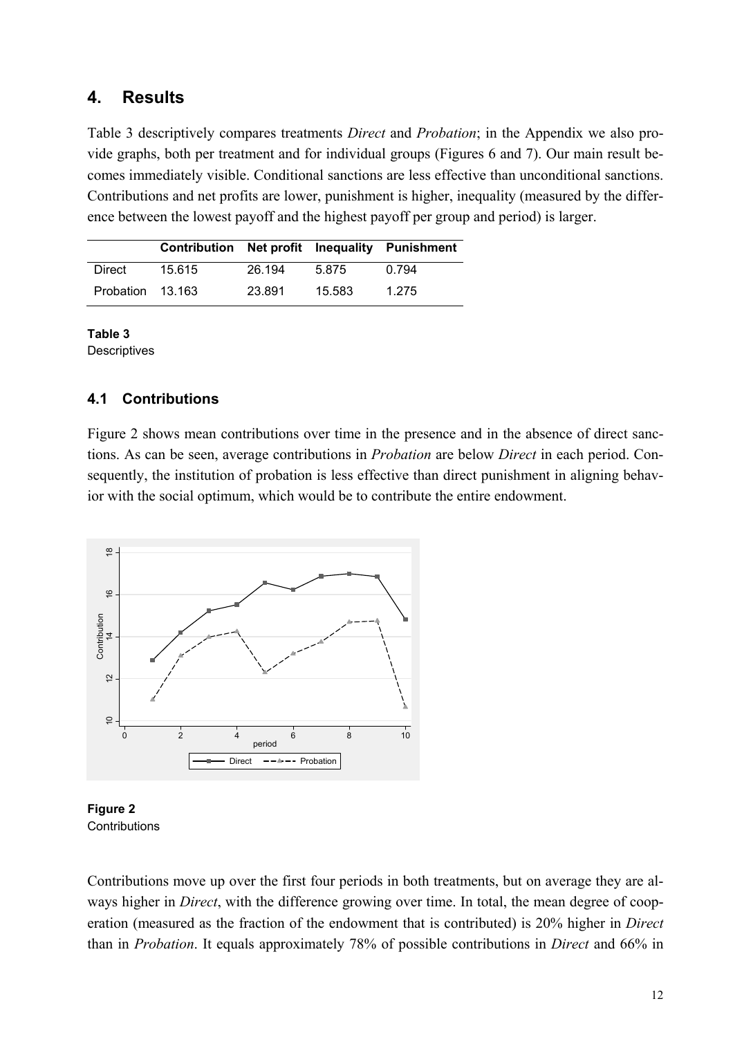## 4. Results

Table 3 descriptively compares treatments *Direct* and *Probation*; in the Appendix we also provide graphs, both per treatment and for individual groups (Figures 6 and 7). Our main result becomes immediately visible. Conditional sanctions are less effective than unconditional sanctions. Contributions and net profits are lower, punishment is higher, inequality (measured by the difference between the lowest payoff and the highest payoff per group and period) is larger.

| | Contribution | Net profit | Inequality | Punishment |
|---|---|---|---|---|
| Direct | 15.615 | 26.194 | 5.875 | 0.794 |
| Probation | 13.163 | 23.891 | 15.583 | 1.275 |

**Table 3**
Descriptives

### 4.1 Contributions

Figure 2 shows mean contributions over time in the presence and in the absence of direct sanctions. As can be seen, average contributions in *Probation* are below *Direct* in each period. Consequently, the institution of probation is less effective than direct punishment in aligning behavior with the social optimum, which would be to contribute the entire endowment.

**Figure 2**
Contributions

Contributions move up over the first four periods in both treatments, but on average they are always higher in *Direct*, with the difference growing over time. In total, the mean degree of cooperation (measured as the fraction of the endowment that is contributed) is 20% higher in *Direct* than in *Probation*. It equals approximately 78% of possible contributions in *Direct* and 66% in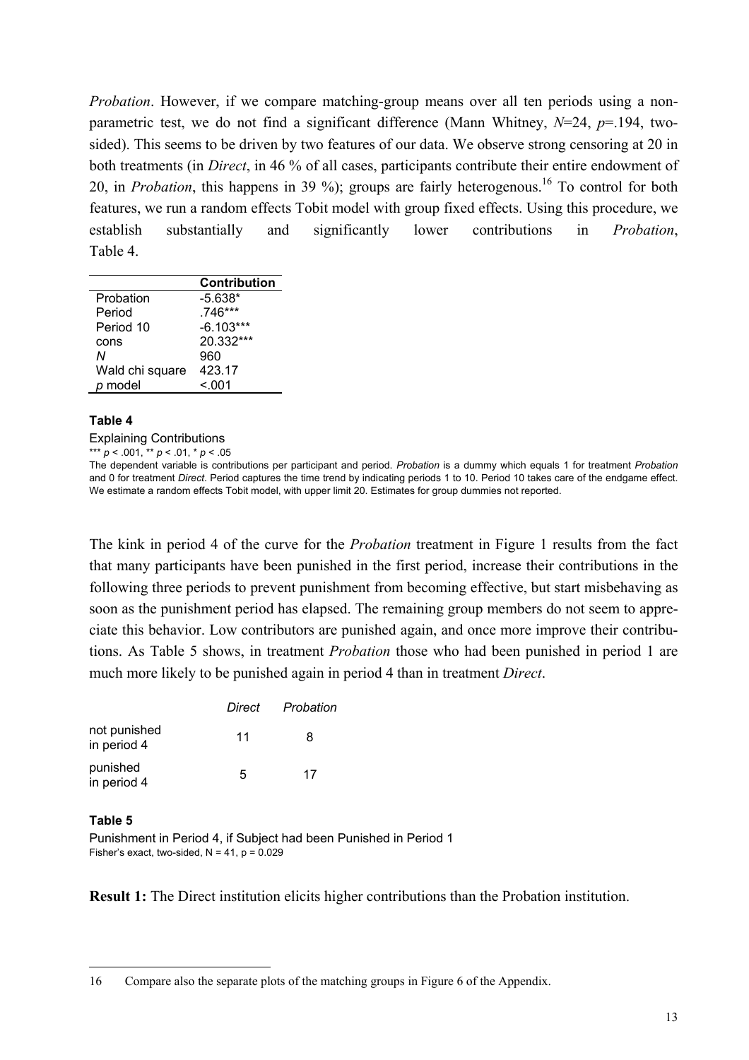*Probation*. However, if we compare matching-group means over all ten periods using a non-parametric test, we do not find a significant difference (Mann Whitney, $N$=24, $p$=.194, two-sided). This seems to be driven by two features of our data. We observe strong censoring at 20 in both treatments (in *Direct*, in 46 % of all cases, participants contribute their entire endowment of 20, in *Probation*, this happens in 39 %); groups are fairly heterogenous.[16] To control for both features, we run a random effects Tobit model with group fixed effects. Using this procedure, we establish substantially and significantly lower contributions in *Probation*, Table 4.

| | **Contribution** |
|---|---|
| Probation | -5.638* |
| Period | .746*** |
| Period 10 | -6.103*** |
| cons | 20.332*** |
| *N* | 960 |
| Wald chi square | 423.17 |
| *p* model | <.001 |

**Table 4**

Explaining Contributions

*** $p < .001$, ** $p < .01$, * $p < .05$

The dependent variable is contributions per participant and period. *Probation* is a dummy which equals 1 for treatment *Probation* and 0 for treatment *Direct*. Period captures the time trend by indicating periods 1 to 10. Period 10 takes care of the endgame effect. We estimate a random effects Tobit model, with upper limit 20. Estimates for group dummies not reported.

The kink in period 4 of the curve for the *Probation* treatment in Figure 1 results from the fact that many participants have been punished in the first period, increase their contributions in the following three periods to prevent punishment from becoming effective, but start misbehaving as soon as the punishment period has elapsed. The remaining group members do not seem to appreciate this behavior. Low contributors are punished again, and once more improve their contributions. As Table 5 shows, in treatment *Probation* those who had been punished in period 1 are much more likely to be punished again in period 4 than in treatment *Direct*.

| | *Direct* | *Probation* |
|---|---|---|
| not punished in period 4 | 11 | 8 |
| punished in period 4 | 5 | 17 |

**Table 5**

Punishment in Period 4, if Subject had been Punished in Period 1

Fisher's exact, two-sided, N = 41, p = 0.029

**Result 1:** The Direct institution elicits higher contributions than the Probation institution.

[16] Compare also the separate plots of the matching groups in Figure 6 of the Appendix.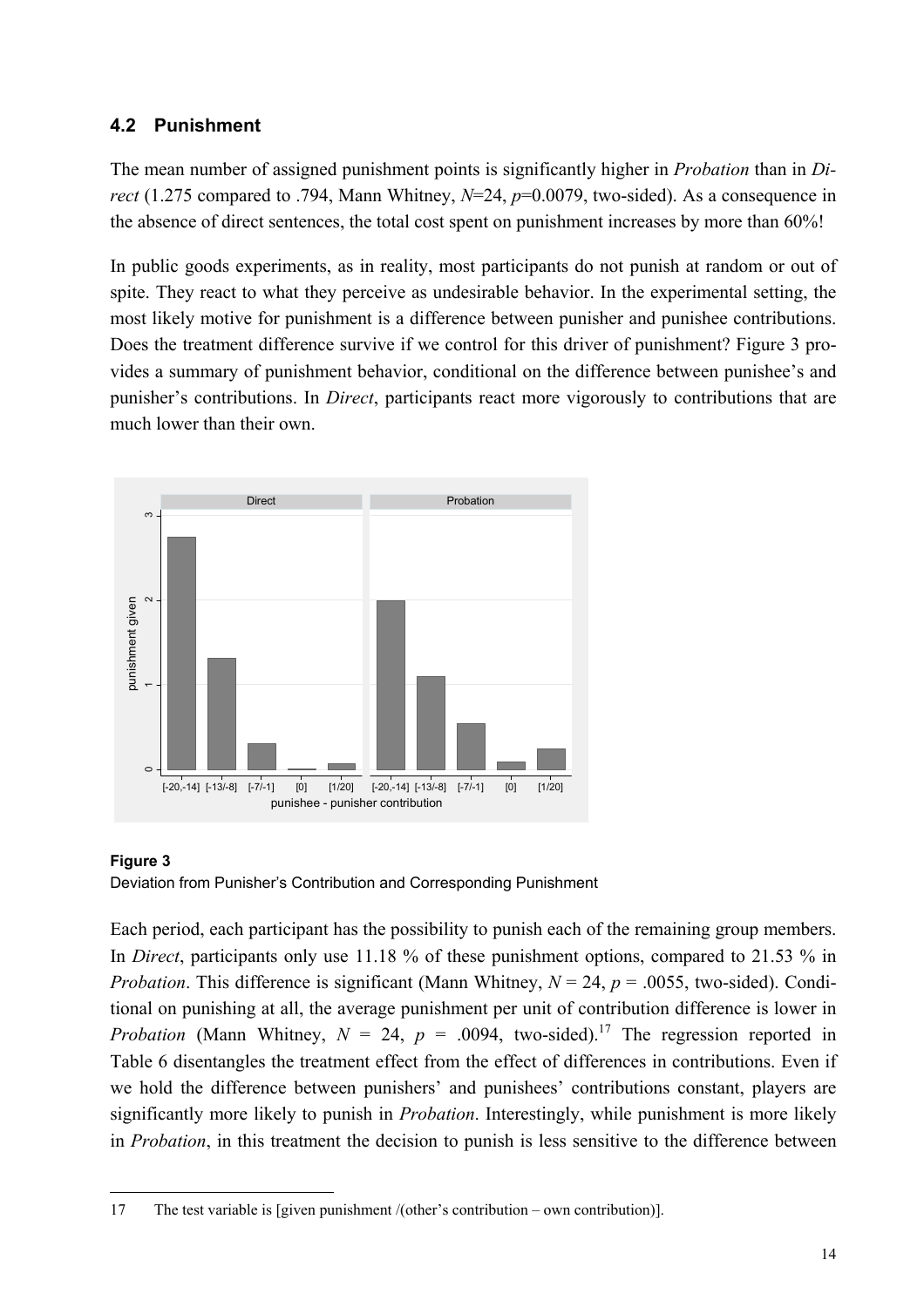### 4.2 Punishment

The mean number of assigned punishment points is significantly higher in *Probation* than in *Direct* (1.275 compared to .794, Mann Whitney, $N$=24, $p$=0.0079, two-sided). As a consequence in the absence of direct sentences, the total cost spent on punishment increases by more than 60%!

In public goods experiments, as in reality, most participants do not punish at random or out of spite. They react to what they perceive as undesirable behavior. In the experimental setting, the most likely motive for punishment is a difference between punisher and punishee contributions. Does the treatment difference survive if we control for this driver of punishment? Figure 3 provides a summary of punishment behavior, conditional on the difference between punishee's and punisher's contributions. In *Direct*, participants react more vigorously to contributions that are much lower than their own.

**Figure 3**
Deviation from Punisher's Contribution and Corresponding Punishment

Each period, each participant has the possibility to punish each of the remaining group members. In *Direct*, participants only use 11.18 % of these punishment options, compared to 21.53 % in *Probation*. This difference is significant (Mann Whitney, $N$ = 24, $p$ = .0055, two-sided). Conditional on punishing at all, the average punishment per unit of contribution difference is lower in *Probation* (Mann Whitney, $N$ = 24, $p$ = .0094, two-sided).[17] The regression reported in Table 6 disentangles the treatment effect from the effect of differences in contributions. Even if we hold the difference between punishers' and punishees' contributions constant, players are significantly more likely to punish in *Probation*. Interestingly, while punishment is more likely in *Probation*, in this treatment the decision to punish is less sensitive to the difference between

17 The test variable is [given punishment /(other's contribution – own contribution)].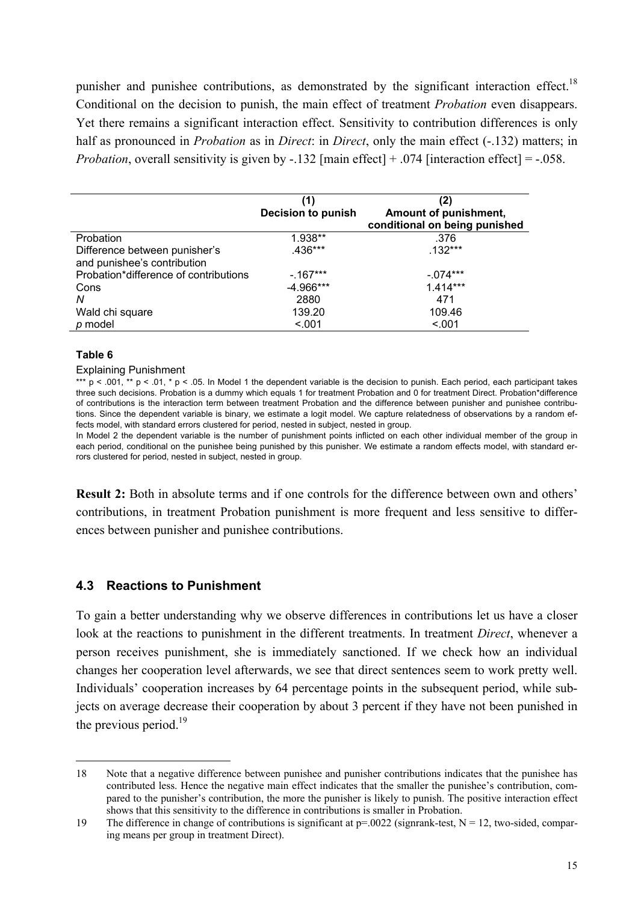punisher and punishee contributions, as demonstrated by the significant interaction effect.[18] Conditional on the decision to punish, the main effect of treatment *Probation* even disappears. Yet there remains a significant interaction effect. Sensitivity to contribution differences is only half as pronounced in *Probation* as in *Direct*: in *Direct*, only the main effect (-.132) matters; in *Probation*, overall sensitivity is given by -.132 [main effect] + .074 [interaction effect] = -.058.

| | (1) Decision to punish | (2) Amount of punishment, conditional on being punished |
|---|---|---|
| Probation | 1.938** | .376 |
| Difference between punisher's and punishee's contribution | .436*** | .132*** |
| Probation*difference of contributions | -.167*** | -.074*** |
| Cons | -4.966*** | 1.414*** |
| *N* | 2880 | 471 |
| Wald chi square | 139.20 | 109.46 |
| *p* model | <.001 | <.001 |

**Table 6**

Explaining Punishment

*** p < .001, ** p < .01, * p < .05. In Model 1 the dependent variable is the decision to punish. Each period, each participant takes three such decisions. Probation is a dummy which equals 1 for treatment Probation and 0 for treatment Direct. Probation*difference of contributions is the interaction term between treatment Probation and the difference between punisher and punishee contributions. Since the dependent variable is binary, we estimate a logit model. We capture relatedness of observations by a random effects model, with standard errors clustered for period, nested in subject, nested in group.

In Model 2 the dependent variable is the number of punishment points inflicted on each other individual member of the group in each period, conditional on the punishee being punished by this punisher. We estimate a random effects model, with standard errors clustered for period, nested in subject, nested in group.

**Result 2:** Both in absolute terms and if one controls for the difference between own and others' contributions, in treatment Probation punishment is more frequent and less sensitive to differences between punisher and punishee contributions.

## 4.3 Reactions to Punishment

To gain a better understanding why we observe differences in contributions let us have a closer look at the reactions to punishment in the different treatments. In treatment *Direct*, whenever a person receives punishment, she is immediately sanctioned. If we check how an individual changes her cooperation level afterwards, we see that direct sentences seem to work pretty well. Individuals' cooperation increases by 64 percentage points in the subsequent period, while subjects on average decrease their cooperation by about 3 percent if they have not been punished in the previous period.[19]

---

18 Note that a negative difference between punishee and punisher contributions indicates that the punishee has contributed less. Hence the negative main effect indicates that the smaller the punishee's contribution, compared to the punisher's contribution, the more the punisher is likely to punish. The positive interaction effect shows that this sensitivity to the difference in contributions is smaller in Probation.

19 The difference in change of contributions is significant at p=.0022 (signrank-test, N = 12, two-sided, comparing means per group in treatment Direct).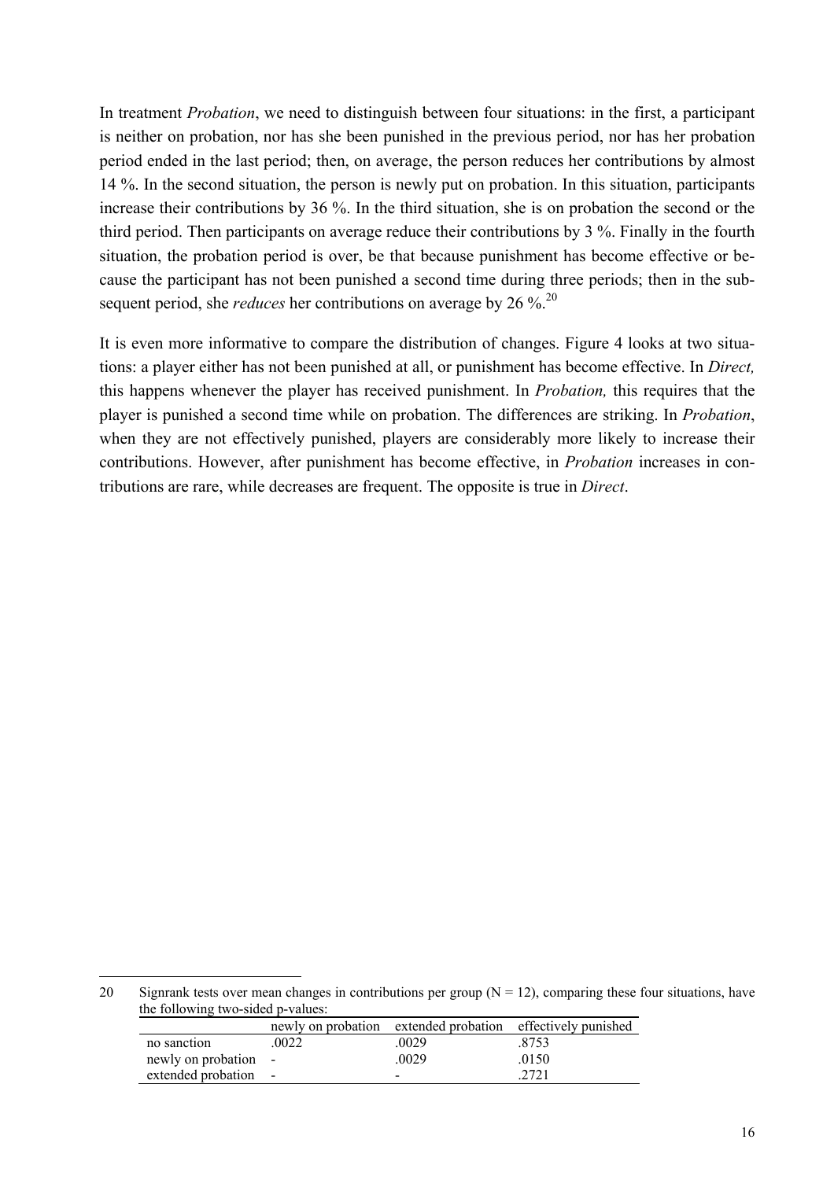In treatment *Probation*, we need to distinguish between four situations: in the first, a participant is neither on probation, nor has she been punished in the previous period, nor has her probation period ended in the last period; then, on average, the person reduces her contributions by almost 14 %. In the second situation, the person is newly put on probation. In this situation, participants increase their contributions by 36 %. In the third situation, she is on probation the second or the third period. Then participants on average reduce their contributions by 3 %. Finally in the fourth situation, the probation period is over, be that because punishment has become effective or because the participant has not been punished a second time during three periods; then in the subsequent period, she *reduces* her contributions on average by 26 %.[20]

It is even more informative to compare the distribution of changes. Figure 4 looks at two situations: a player either has not been punished at all, or punishment has become effective. In *Direct,* this happens whenever the player has received punishment. In *Probation,* this requires that the player is punished a second time while on probation. The differences are striking. In *Probation*, when they are not effectively punished, players are considerably more likely to increase their contributions. However, after punishment has become effective, in *Probation* increases in contributions are rare, while decreases are frequent. The opposite is true in *Direct*.

---

20 Signrank tests over mean changes in contributions per group (N = 12), comparing these four situations, have the following two-sided p-values:

| | newly on probation | extended probation | effectively punished |
|---|---|---|---|
| no sanction | .0022 | .0029 | .8753 |
| newly on probation | - | .0029 | .0150 |
| extended probation | - | - | .2721 |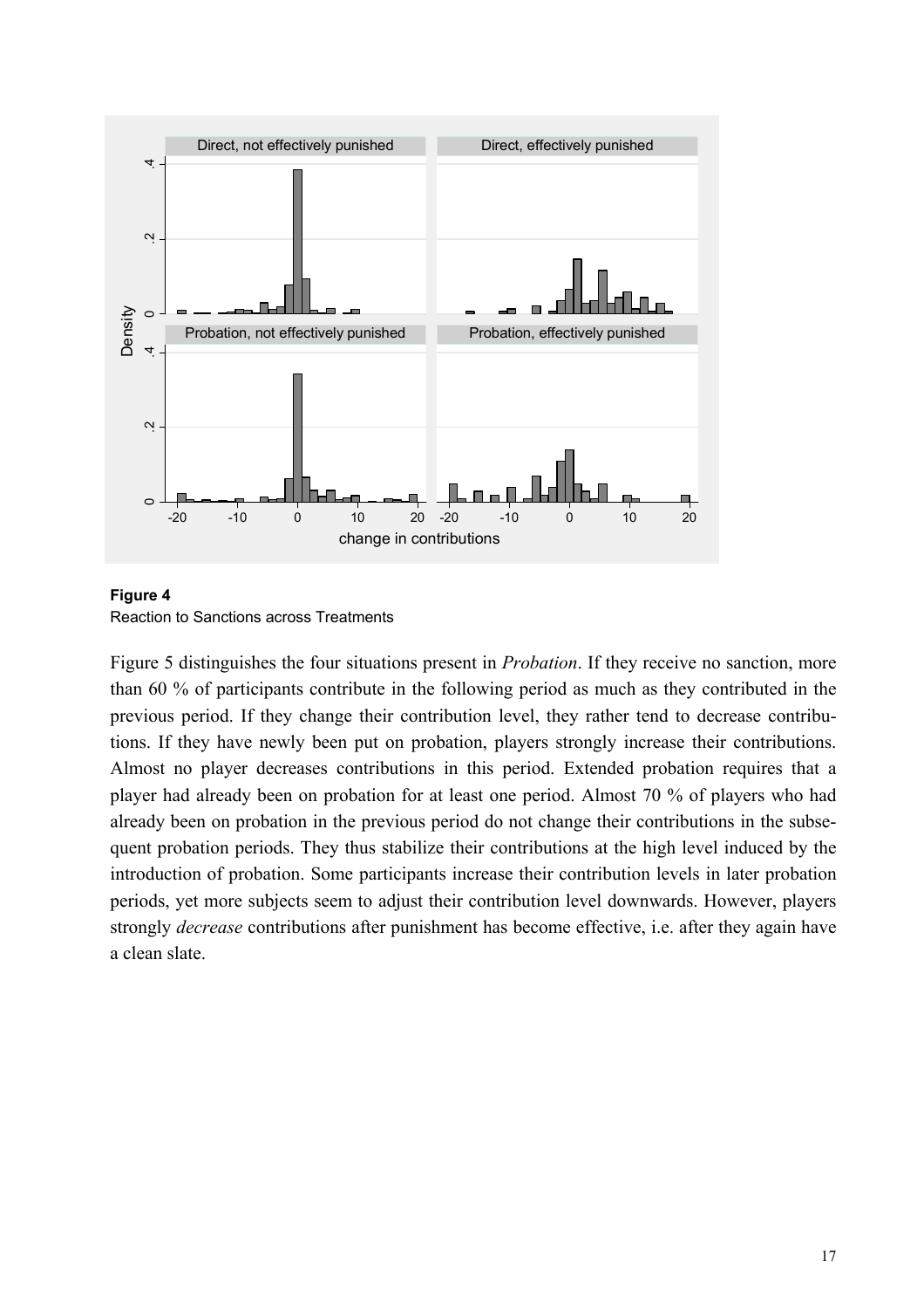**Figure 4**
Reaction to Sanctions across Treatments

Figure 5 distinguishes the four situations present in *Probation*. If they receive no sanction, more than 60 % of participants contribute in the following period as much as they contributed in the previous period. If they change their contribution level, they rather tend to decrease contributions. If they have newly been put on probation, players strongly increase their contributions. Almost no player decreases contributions in this period. Extended probation requires that a player had already been on probation for at least one period. Almost 70 % of players who had already been on probation in the previous period do not change their contributions in the subsequent probation periods. They thus stabilize their contributions at the high level induced by the introduction of probation. Some participants increase their contribution levels in later probation periods, yet more subjects seem to adjust their contribution level downwards. However, players strongly *decrease* contributions after punishment has become effective, i.e. after they again have a clean slate.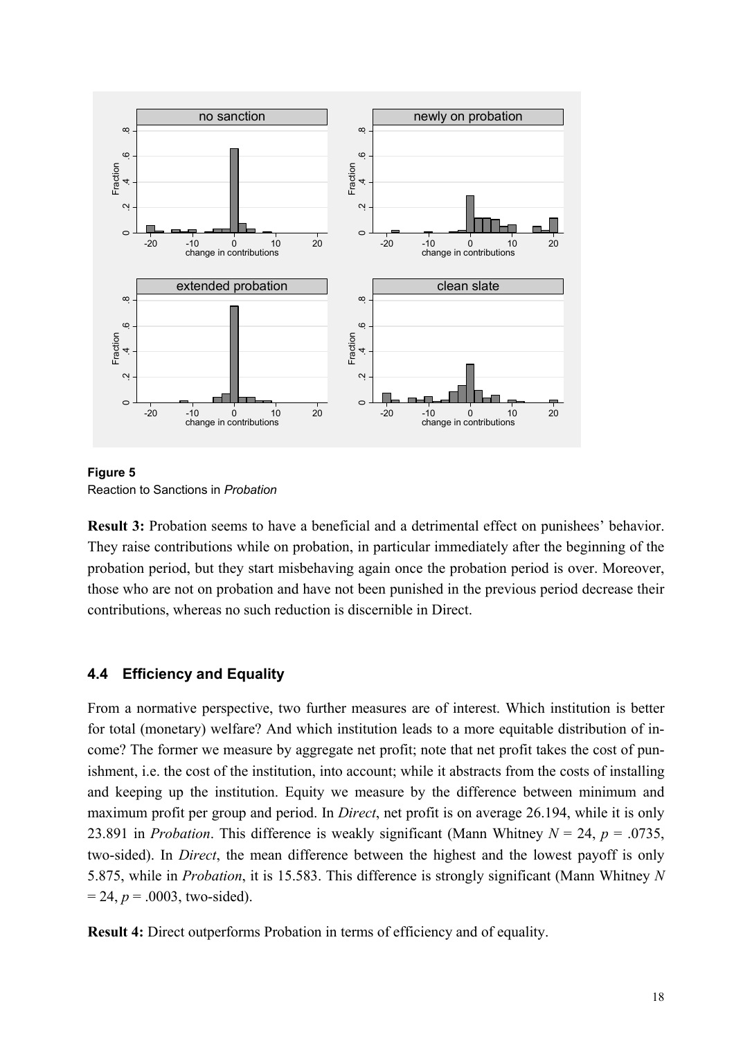**Figure 5**
Reaction to Sanctions in *Probation*

**Result 3:** Probation seems to have a beneficial and a detrimental effect on punishees' behavior. They raise contributions while on probation, in particular immediately after the beginning of the probation period, but they start misbehaving again once the probation period is over. Moreover, those who are not on probation and have not been punished in the previous period decrease their contributions, whereas no such reduction is discernible in Direct.

## 4.4 Efficiency and Equality

From a normative perspective, two further measures are of interest. Which institution is better for total (monetary) welfare? And which institution leads to a more equitable distribution of income? The former we measure by aggregate net profit; note that net profit takes the cost of punishment, i.e. the cost of the institution, into account; while it abstracts from the costs of installing and keeping up the institution. Equity we measure by the difference between minimum and maximum profit per group and period. In *Direct*, net profit is on average 26.194, while it is only 23.891 in *Probation*. This difference is weakly significant (Mann Whitney $N = 24$, $p = .0735$, two-sided). In *Direct*, the mean difference between the highest and the lowest payoff is only 5.875, while in *Probation*, it is 15.583. This difference is strongly significant (Mann Whitney $N = 24$, $p = .0003$, two-sided).

**Result 4:** Direct outperforms Probation in terms of efficiency and of equality.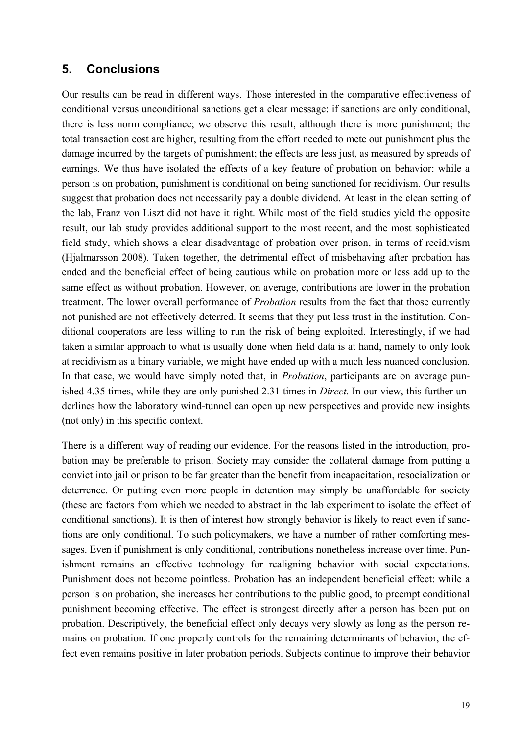## 5. Conclusions

Our results can be read in different ways. Those interested in the comparative effectiveness of conditional versus unconditional sanctions get a clear message: if sanctions are only conditional, there is less norm compliance; we observe this result, although there is more punishment; the total transaction cost are higher, resulting from the effort needed to mete out punishment plus the damage incurred by the targets of punishment; the effects are less just, as measured by spreads of earnings. We thus have isolated the effects of a key feature of probation on behavior: while a person is on probation, punishment is conditional on being sanctioned for recidivism. Our results suggest that probation does not necessarily pay a double dividend. At least in the clean setting of the lab, Franz von Liszt did not have it right. While most of the field studies yield the opposite result, our lab study provides additional support to the most recent, and the most sophisticated field study, which shows a clear disadvantage of probation over prison, in terms of recidivism (Hjalmarsson 2008). Taken together, the detrimental effect of misbehaving after probation has ended and the beneficial effect of being cautious while on probation more or less add up to the same effect as without probation. However, on average, contributions are lower in the probation treatment. The lower overall performance of *Probation* results from the fact that those currently not punished are not effectively deterred. It seems that they put less trust in the institution. Conditional cooperators are less willing to run the risk of being exploited. Interestingly, if we had taken a similar approach to what is usually done when field data is at hand, namely to only look at recidivism as a binary variable, we might have ended up with a much less nuanced conclusion. In that case, we would have simply noted that, in *Probation*, participants are on average punished 4.35 times, while they are only punished 2.31 times in *Direct*. In our view, this further underlines how the laboratory wind-tunnel can open up new perspectives and provide new insights (not only) in this specific context.

There is a different way of reading our evidence. For the reasons listed in the introduction, probation may be preferable to prison. Society may consider the collateral damage from putting a convict into jail or prison to be far greater than the benefit from incapacitation, resocialization or deterrence. Or putting even more people in detention may simply be unaffordable for society (these are factors from which we needed to abstract in the lab experiment to isolate the effect of conditional sanctions). It is then of interest how strongly behavior is likely to react even if sanctions are only conditional. To such policymakers, we have a number of rather comforting messages. Even if punishment is only conditional, contributions nonetheless increase over time. Punishment remains an effective technology for realigning behavior with social expectations. Punishment does not become pointless. Probation has an independent beneficial effect: while a person is on probation, she increases her contributions to the public good, to preempt conditional punishment becoming effective. The effect is strongest directly after a person has been put on probation. Descriptively, the beneficial effect only decays very slowly as long as the person remains on probation. If one properly controls for the remaining determinants of behavior, the effect even remains positive in later probation periods. Subjects continue to improve their behavior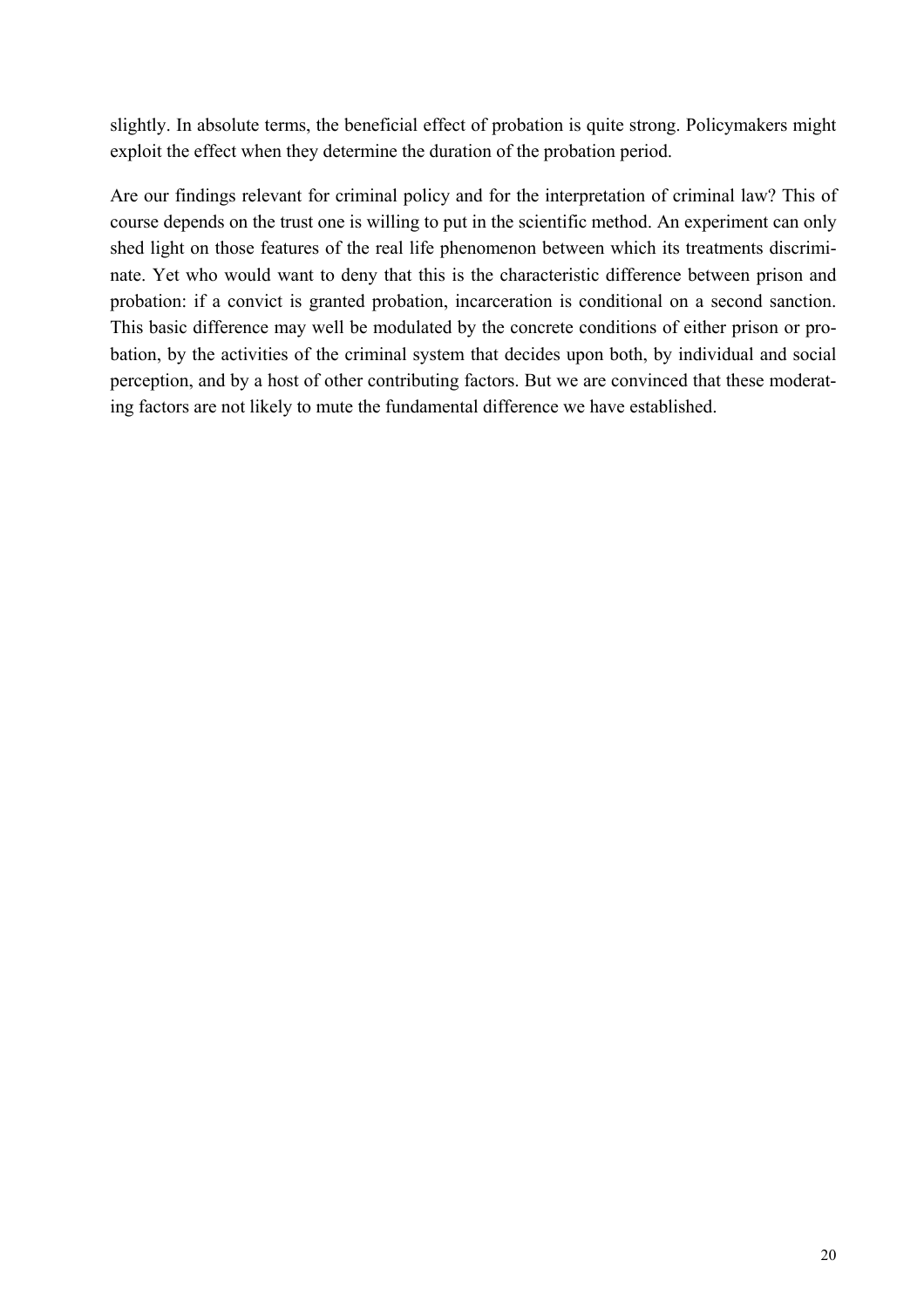slightly. In absolute terms, the beneficial effect of probation is quite strong. Policymakers might exploit the effect when they determine the duration of the probation period.

Are our findings relevant for criminal policy and for the interpretation of criminal law? This of course depends on the trust one is willing to put in the scientific method. An experiment can only shed light on those features of the real life phenomenon between which its treatments discriminate. Yet who would want to deny that this is the characteristic difference between prison and probation: if a convict is granted probation, incarceration is conditional on a second sanction. This basic difference may well be modulated by the concrete conditions of either prison or probation, by the activities of the criminal system that decides upon both, by individual and social perception, and by a host of other contributing factors. But we are convinced that these moderating factors are not likely to mute the fundamental difference we have established.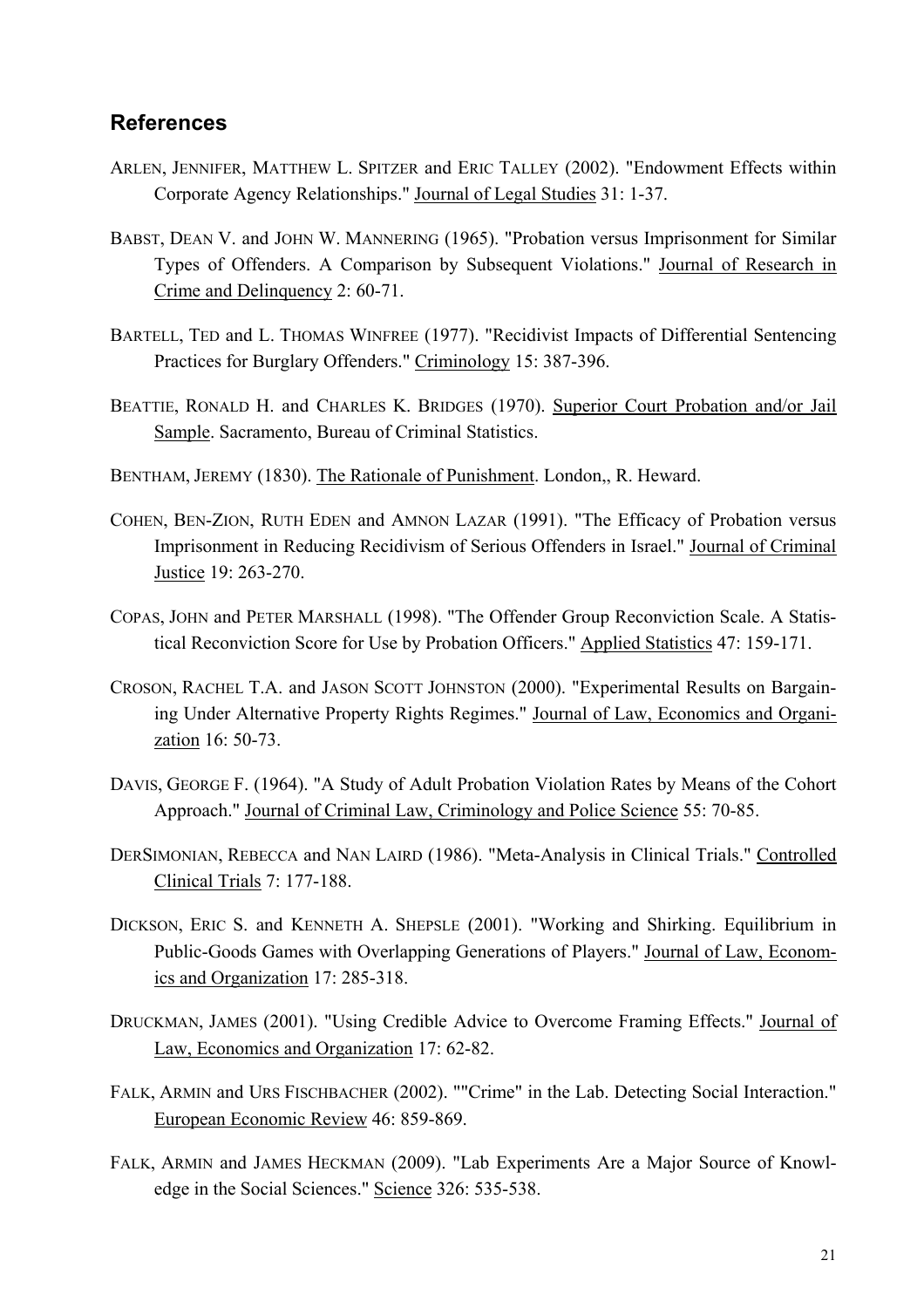## References

ARLEN, JENNIFER, MATTHEW L. SPITZER and ERIC TALLEY (2002). "Endowment Effects within Corporate Agency Relationships." Journal of Legal Studies 31: 1-37.

BABST, DEAN V. and JOHN W. MANNERING (1965). "Probation versus Imprisonment for Similar Types of Offenders. A Comparison by Subsequent Violations." Journal of Research in Crime and Delinquency 2: 60-71.

BARTELL, TED and L. THOMAS WINFREE (1977). "Recidivist Impacts of Differential Sentencing Practices for Burglary Offenders." Criminology 15: 387-396.

BEATTIE, RONALD H. and CHARLES K. BRIDGES (1970). Superior Court Probation and/or Jail Sample. Sacramento, Bureau of Criminal Statistics.

BENTHAM, JEREMY (1830). The Rationale of Punishment. London,, R. Heward.

COHEN, BEN-ZION, RUTH EDEN and AMNON LAZAR (1991). "The Efficacy of Probation versus Imprisonment in Reducing Recidivism of Serious Offenders in Israel." Journal of Criminal Justice 19: 263-270.

COPAS, JOHN and PETER MARSHALL (1998). "The Offender Group Reconviction Scale. A Statistical Reconviction Score for Use by Probation Officers." Applied Statistics 47: 159-171.

CROSON, RACHEL T.A. and JASON SCOTT JOHNSTON (2000). "Experimental Results on Bargaining Under Alternative Property Rights Regimes." Journal of Law, Economics and Organization 16: 50-73.

DAVIS, GEORGE F. (1964). "A Study of Adult Probation Violation Rates by Means of the Cohort Approach." Journal of Criminal Law, Criminology and Police Science 55: 70-85.

DERSIMONIAN, REBECCA and NAN LAIRD (1986). "Meta-Analysis in Clinical Trials." Controlled Clinical Trials 7: 177-188.

DICKSON, ERIC S. and KENNETH A. SHEPSLE (2001). "Working and Shirking. Equilibrium in Public-Goods Games with Overlapping Generations of Players." Journal of Law, Economics and Organization 17: 285-318.

DRUCKMAN, JAMES (2001). "Using Credible Advice to Overcome Framing Effects." Journal of Law, Economics and Organization 17: 62-82.

FALK, ARMIN and URS FISCHBACHER (2002). ""Crime" in the Lab. Detecting Social Interaction." European Economic Review 46: 859-869.

FALK, ARMIN and JAMES HECKMAN (2009). "Lab Experiments Are a Major Source of Knowledge in the Social Sciences." Science 326: 535-538.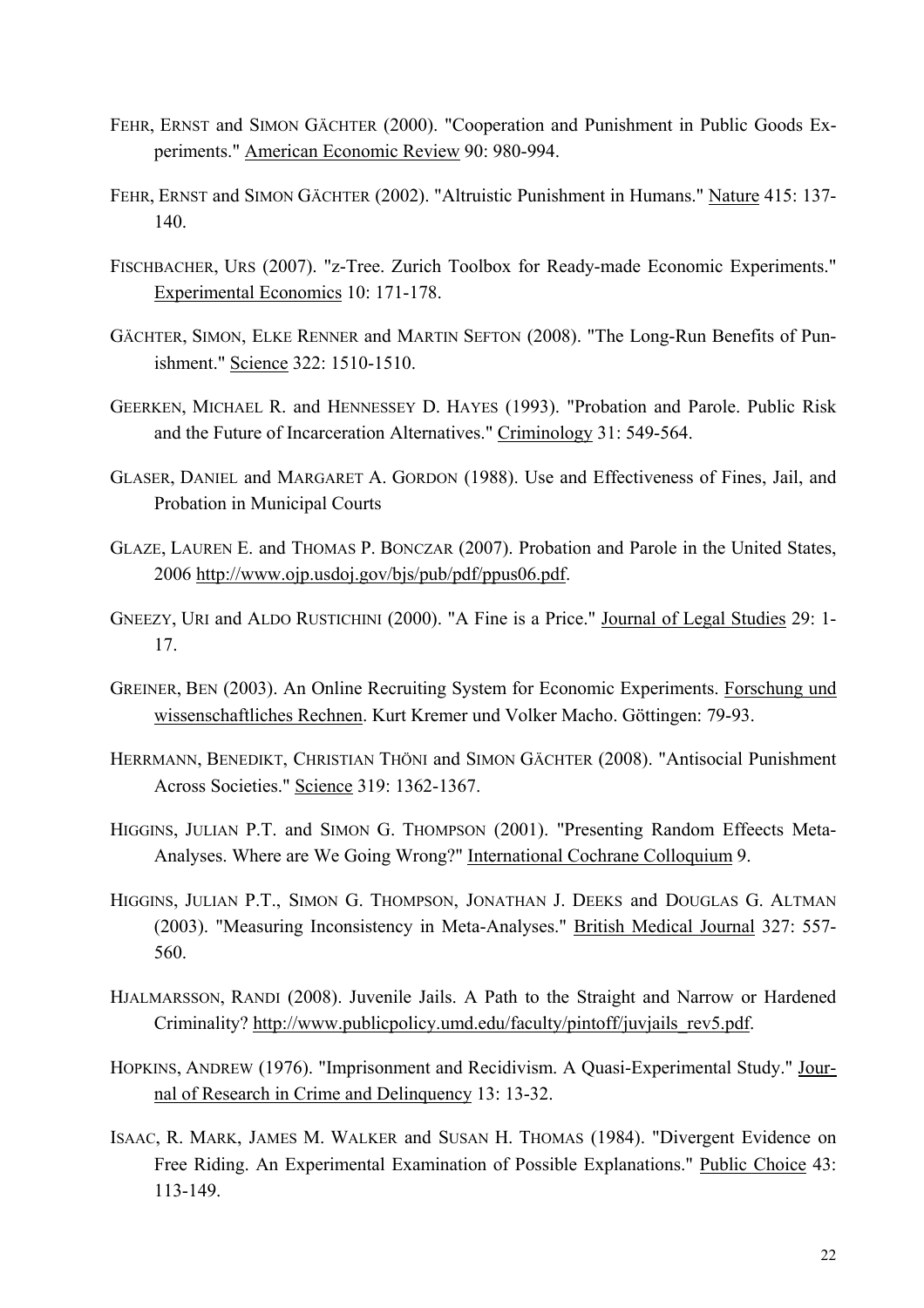FEHR, ERNST and SIMON GÄCHTER (2000). "Cooperation and Punishment in Public Goods Experiments." American Economic Review 90: 980-994.

FEHR, ERNST and SIMON GÄCHTER (2002). "Altruistic Punishment in Humans." Nature 415: 137-140.

FISCHBACHER, URS (2007). "z-Tree. Zurich Toolbox for Ready-made Economic Experiments." Experimental Economics 10: 171-178.

GÄCHTER, SIMON, ELKE RENNER and MARTIN SEFTON (2008). "The Long-Run Benefits of Punishment." Science 322: 1510-1510.

GEERKEN, MICHAEL R. and HENNESSEY D. HAYES (1993). "Probation and Parole. Public Risk and the Future of Incarceration Alternatives." Criminology 31: 549-564.

GLASER, DANIEL and MARGARET A. GORDON (1988). Use and Effectiveness of Fines, Jail, and Probation in Municipal Courts

GLAZE, LAUREN E. and THOMAS P. BONCZAR (2007). Probation and Parole in the United States, 2006 http://www.ojp.usdoj.gov/bjs/pub/pdf/ppus06.pdf.

GNEEZY, URI and ALDO RUSTICHINI (2000). "A Fine is a Price." Journal of Legal Studies 29: 1-17.

GREINER, BEN (2003). An Online Recruiting System for Economic Experiments. Forschung und wissenschaftliches Rechnen. Kurt Kremer und Volker Macho. Göttingen: 79-93.

HERRMANN, BENEDIKT, CHRISTIAN THÖNI and SIMON GÄCHTER (2008). "Antisocial Punishment Across Societies." Science 319: 1362-1367.

HIGGINS, JULIAN P.T. and SIMON G. THOMPSON (2001). "Presenting Random Effeects Meta-Analyses. Where are We Going Wrong?" International Cochrane Colloquium 9.

HIGGINS, JULIAN P.T., SIMON G. THOMPSON, JONATHAN J. DEEKS and DOUGLAS G. ALTMAN (2003). "Measuring Inconsistency in Meta-Analyses." British Medical Journal 327: 557-560.

HJALMARSSON, RANDI (2008). Juvenile Jails. A Path to the Straight and Narrow or Hardened Criminality? http://www.publicpolicy.umd.edu/faculty/pintoff/juvjails_rev5.pdf.

HOPKINS, ANDREW (1976). "Imprisonment and Recidivism. A Quasi-Experimental Study." Journal of Research in Crime and Delinquency 13: 13-32.

ISAAC, R. MARK, JAMES M. WALKER and SUSAN H. THOMAS (1984). "Divergent Evidence on Free Riding. An Experimental Examination of Possible Explanations." Public Choice 43: 113-149.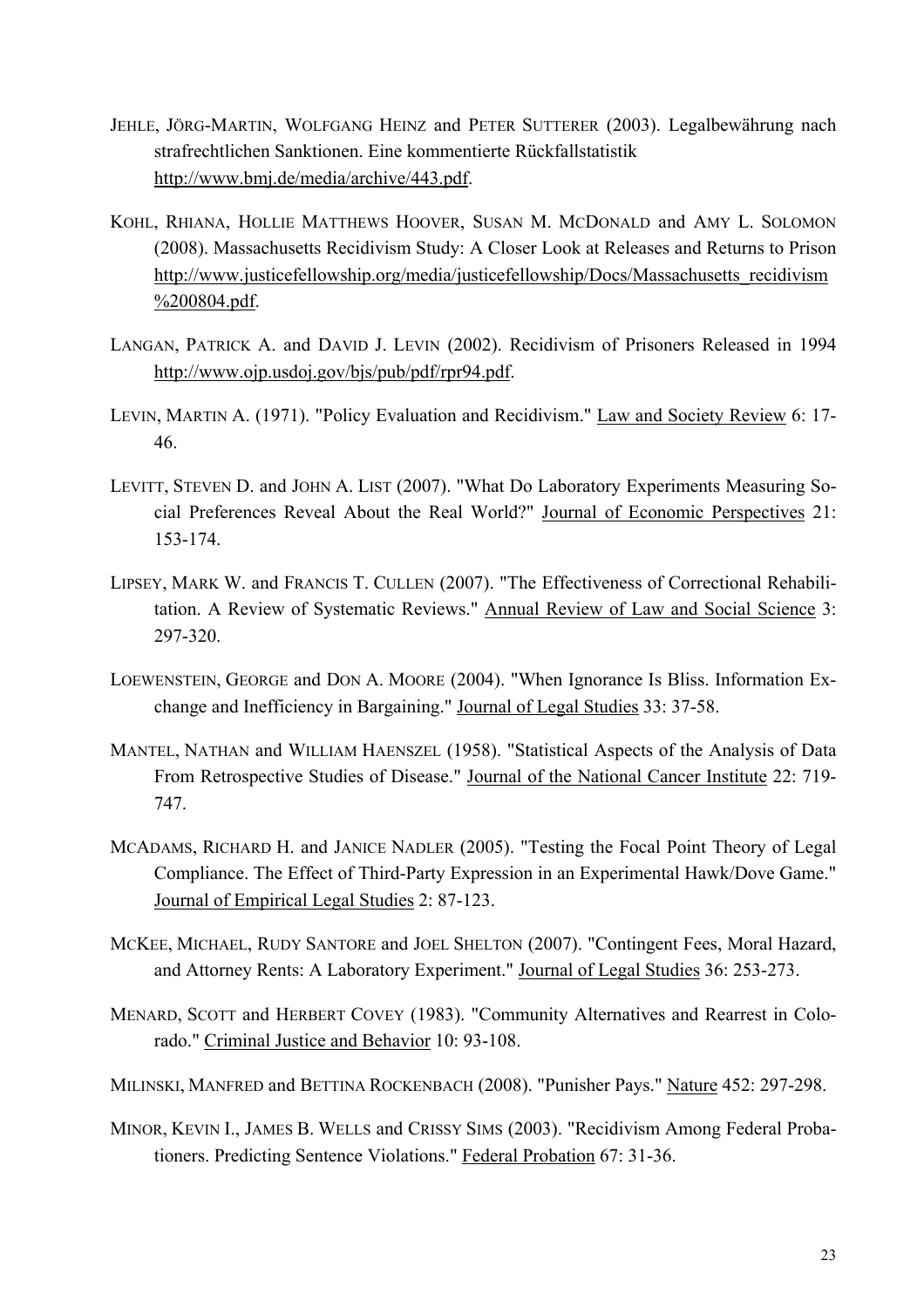JEHLE, JÖRG-MARTIN, WOLFGANG HEINZ and PETER SUTTERER (2003). Legalbewährung nach strafrechtlichen Sanktionen. Eine kommentierte Rückfallstatistik http://www.bmj.de/media/archive/443.pdf.

KOHL, RHIANA, HOLLIE MATTHEWS HOOVER, SUSAN M. MCDONALD and AMY L. SOLOMON (2008). Massachusetts Recidivism Study: A Closer Look at Releases and Returns to Prison http://www.justicefellowship.org/media/justicefellowship/Docs/Massachusetts_recidivism%200804.pdf.

LANGAN, PATRICK A. and DAVID J. LEVIN (2002). Recidivism of Prisoners Released in 1994 http://www.ojp.usdoj.gov/bjs/pub/pdf/rpr94.pdf.

LEVIN, MARTIN A. (1971). "Policy Evaluation and Recidivism." Law and Society Review 6: 17-46.

LEVITT, STEVEN D. and JOHN A. LIST (2007). "What Do Laboratory Experiments Measuring Social Preferences Reveal About the Real World?" Journal of Economic Perspectives 21: 153-174.

LIPSEY, MARK W. and FRANCIS T. CULLEN (2007). "The Effectiveness of Correctional Rehabilitation. A Review of Systematic Reviews." Annual Review of Law and Social Science 3: 297-320.

LOEWENSTEIN, GEORGE and DON A. MOORE (2004). "When Ignorance Is Bliss. Information Exchange and Inefficiency in Bargaining." Journal of Legal Studies 33: 37-58.

MANTEL, NATHAN and WILLIAM HAENSZEL (1958). "Statistical Aspects of the Analysis of Data From Retrospective Studies of Disease." Journal of the National Cancer Institute 22: 719-747.

MCADAMS, RICHARD H. and JANICE NADLER (2005). "Testing the Focal Point Theory of Legal Compliance. The Effect of Third-Party Expression in an Experimental Hawk/Dove Game." Journal of Empirical Legal Studies 2: 87-123.

MCKEE, MICHAEL, RUDY SANTORE and JOEL SHELTON (2007). "Contingent Fees, Moral Hazard, and Attorney Rents: A Laboratory Experiment." Journal of Legal Studies 36: 253-273.

MENARD, SCOTT and HERBERT COVEY (1983). "Community Alternatives and Rearrest in Colorado." Criminal Justice and Behavior 10: 93-108.

MILINSKI, MANFRED and BETTINA ROCKENBACH (2008). "Punisher Pays." Nature 452: 297-298.

MINOR, KEVIN I., JAMES B. WELLS and CRISSY SIMS (2003). "Recidivism Among Federal Probationers. Predicting Sentence Violations." Federal Probation 67: 31-36.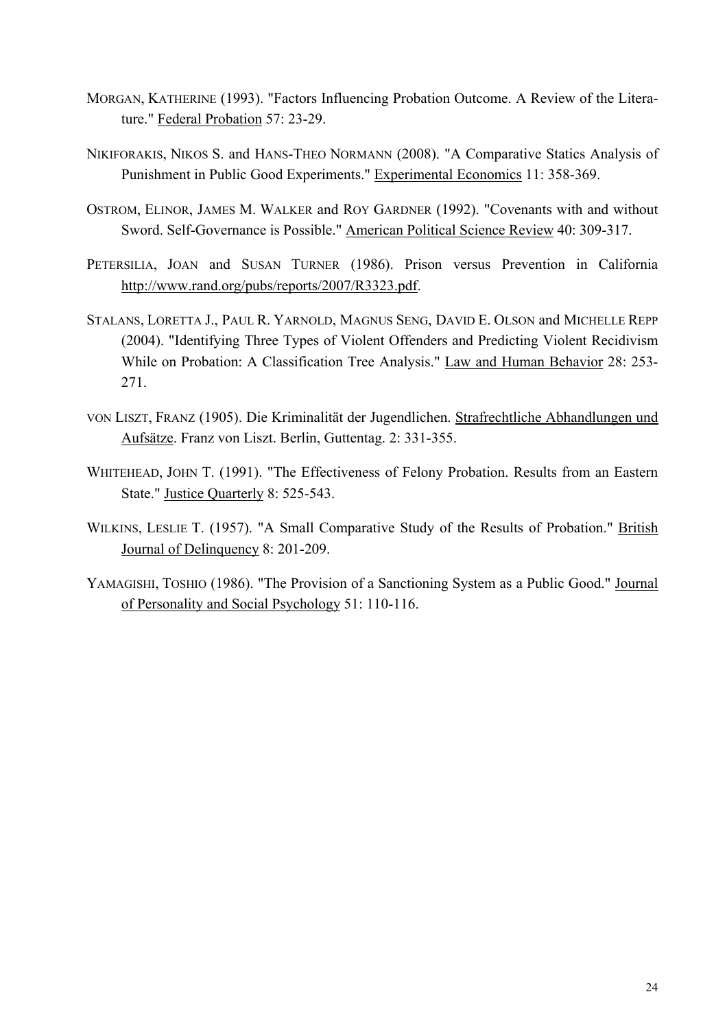MORGAN, KATHERINE (1993). "Factors Influencing Probation Outcome. A Review of the Literature." Federal Probation 57: 23-29.

NIKIFORAKIS, NIKOS S. and HANS-THEO NORMANN (2008). "A Comparative Statics Analysis of Punishment in Public Good Experiments." Experimental Economics 11: 358-369.

OSTROM, ELINOR, JAMES M. WALKER and ROY GARDNER (1992). "Covenants with and without Sword. Self-Governance is Possible." American Political Science Review 40: 309-317.

PETERSILIA, JOAN and SUSAN TURNER (1986). Prison versus Prevention in California http://www.rand.org/pubs/reports/2007/R3323.pdf.

STALANS, LORETTA J., PAUL R. YARNOLD, MAGNUS SENG, DAVID E. OLSON and MICHELLE REPP (2004). "Identifying Three Types of Violent Offenders and Predicting Violent Recidivism While on Probation: A Classification Tree Analysis." Law and Human Behavior 28: 253-271.

VON LISZT, FRANZ (1905). Die Kriminalität der Jugendlichen. Strafrechtliche Abhandlungen und Aufsätze. Franz von Liszt. Berlin, Guttentag. 2: 331-355.

WHITEHEAD, JOHN T. (1991). "The Effectiveness of Felony Probation. Results from an Eastern State." Justice Quarterly 8: 525-543.

WILKINS, LESLIE T. (1957). "A Small Comparative Study of the Results of Probation." British Journal of Delinquency 8: 201-209.

YAMAGISHI, TOSHIO (1986). "The Provision of a Sanctioning System as a Public Good." Journal of Personality and Social Psychology 51: 110-116.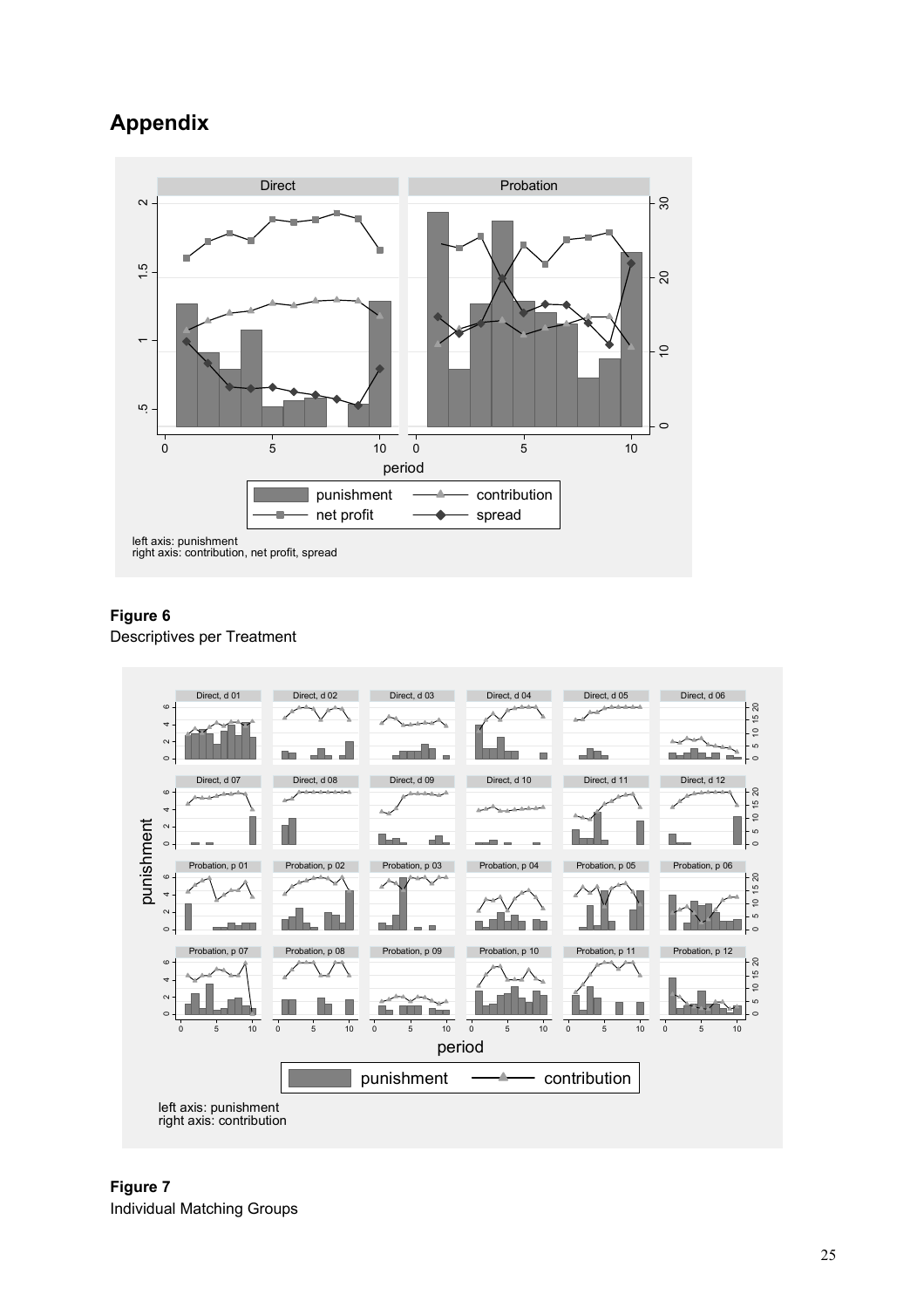# Appendix

**Figure 6**
Descriptives per Treatment

**Figure 7**
Individual Matching Groups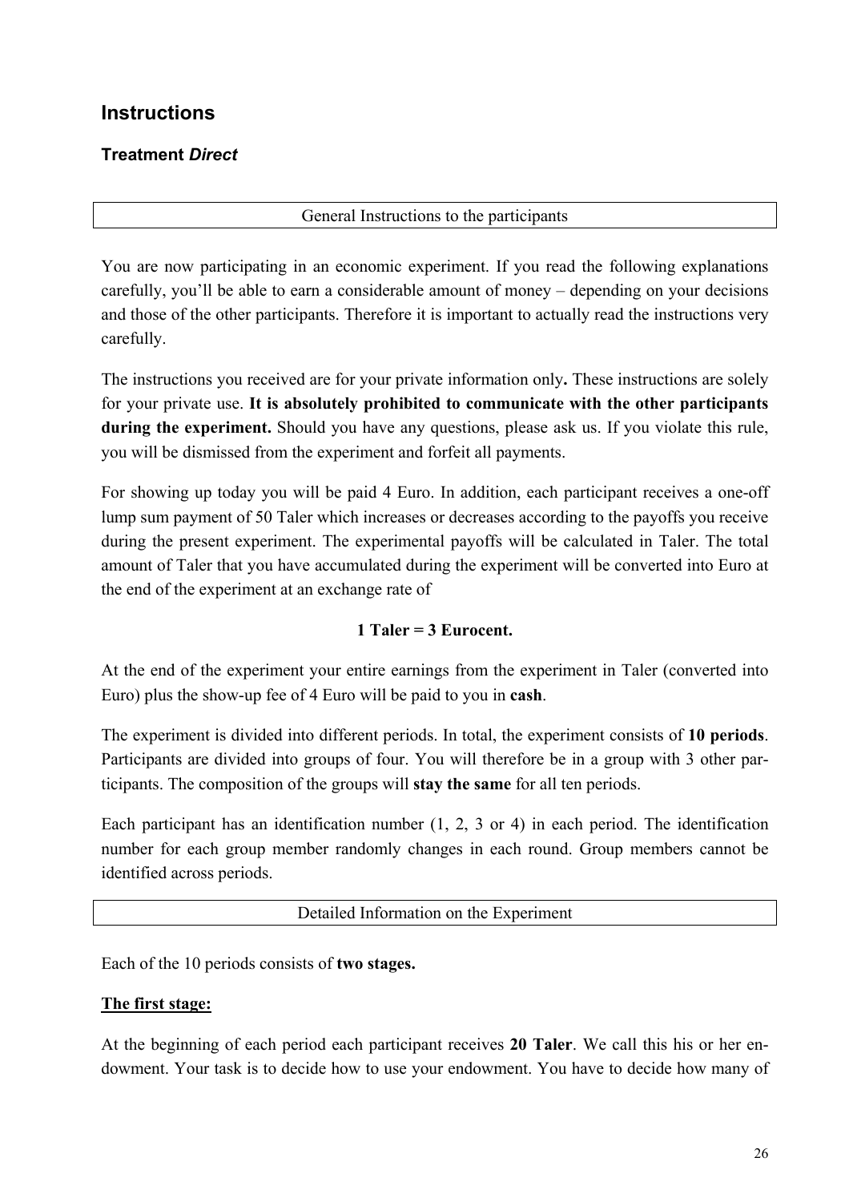## Instructions

### Treatment *Direct*

General Instructions to the participants

You are now participating in an economic experiment. If you read the following explanations carefully, you'll be able to earn a considerable amount of money – depending on your decisions and those of the other participants. Therefore it is important to actually read the instructions very carefully.

The instructions you received are for your private information only**.** These instructions are solely for your private use. **It is absolutely prohibited to communicate with the other participants during the experiment.** Should you have any questions, please ask us. If you violate this rule, you will be dismissed from the experiment and forfeit all payments.

For showing up today you will be paid 4 Euro. In addition, each participant receives a one-off lump sum payment of 50 Taler which increases or decreases according to the payoffs you receive during the present experiment. The experimental payoffs will be calculated in Taler. The total amount of Taler that you have accumulated during the experiment will be converted into Euro at the end of the experiment at an exchange rate of

**1 Taler = 3 Eurocent.**

At the end of the experiment your entire earnings from the experiment in Taler (converted into Euro) plus the show-up fee of 4 Euro will be paid to you in **cash**.

The experiment is divided into different periods. In total, the experiment consists of **10 periods**. Participants are divided into groups of four. You will therefore be in a group with 3 other participants. The composition of the groups will **stay the same** for all ten periods.

Each participant has an identification number (1, 2, 3 or 4) in each period. The identification number for each group member randomly changes in each round. Group members cannot be identified across periods.

Detailed Information on the Experiment

Each of the 10 periods consists of **two stages.**

**The first stage:**

At the beginning of each period each participant receives **20 Taler**. We call this his or her endowment. Your task is to decide how to use your endowment. You have to decide how many of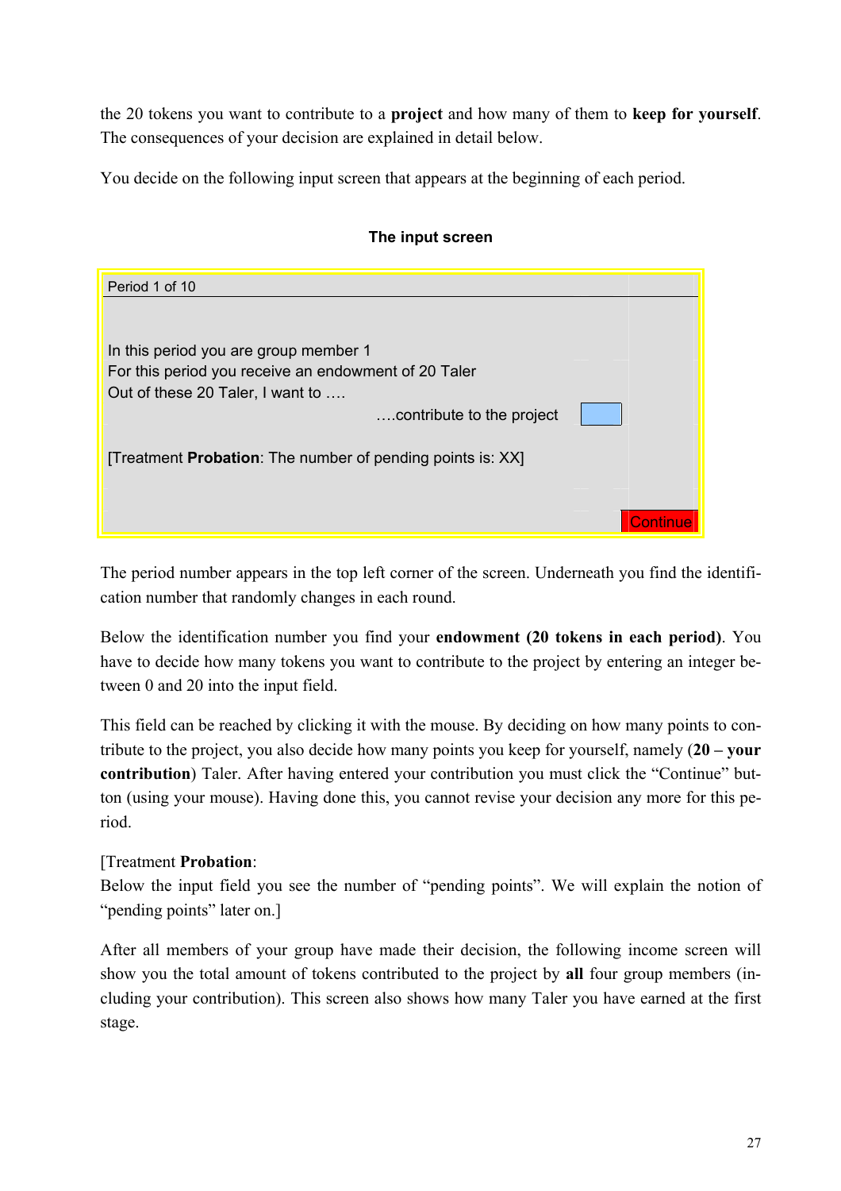the 20 tokens you want to contribute to a **project** and how many of them to **keep for yourself**. The consequences of your decision are explained in detail below.

You decide on the following input screen that appears at the beginning of each period.

**The input screen**

Period 1 of 10

In this period you are group member 1
For this period you receive an endowment of 20 Taler
Out of these 20 Taler, I want to ….
….contribute to the project

[Treatment **Probation**: The number of pending points is: XX]

Continue

The period number appears in the top left corner of the screen. Underneath you find the identification number that randomly changes in each round.

Below the identification number you find your **endowment (20 tokens in each period)**. You have to decide how many tokens you want to contribute to the project by entering an integer between 0 and 20 into the input field.

This field can be reached by clicking it with the mouse. By deciding on how many points to contribute to the project, you also decide how many points you keep for yourself, namely (**20 – your contribution**) Taler. After having entered your contribution you must click the "Continue" button (using your mouse). Having done this, you cannot revise your decision any more for this period.

[Treatment **Probation**:
Below the input field you see the number of "pending points". We will explain the notion of "pending points" later on.]

After all members of your group have made their decision, the following income screen will show you the total amount of tokens contributed to the project by **all** four group members (including your contribution). This screen also shows how many Taler you have earned at the first stage.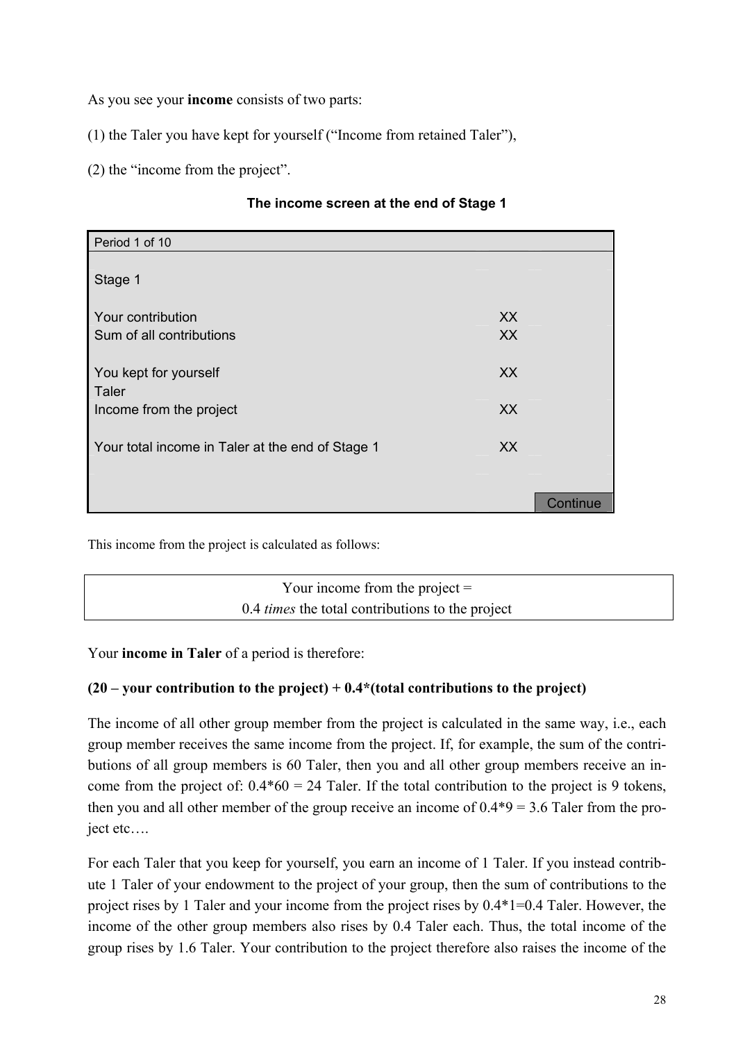As you see your **income** consists of two parts:

(1) the Taler you have kept for yourself (“Income from retained Taler”),

(2) the “income from the project”.

**The income screen at the end of Stage 1**

| Period 1 of 10 | | |
|---|---|---|
| Stage 1 | | |
| Your contribution | XX | |
| Sum of all contributions | XX | |
| You kept for yourself Taler | XX | |
| Income from the project | XX | |
| Your total income in Taler at the end of Stage 1 | XX | |
| | | Continue |

This income from the project is calculated as follows:

| Your income from the project = 0.4 *times* the total contributions to the project |
|---|

Your **income in Taler** of a period is therefore:

**(20 – your contribution to the project) + 0.4*(total contributions to the project)**

The income of all other group member from the project is calculated in the same way, i.e., each group member receives the same income from the project. If, for example, the sum of the contributions of all group members is 60 Taler, then you and all other group members receive an income from the project of: 0.4*60 = 24 Taler. If the total contribution to the project is 9 tokens, then you and all other member of the group receive an income of 0.4*9 = 3.6 Taler from the project etc….

For each Taler that you keep for yourself, you earn an income of 1 Taler. If you instead contribute 1 Taler of your endowment to the project of your group, then the sum of contributions to the project rises by 1 Taler and your income from the project rises by 0.4*1=0.4 Taler. However, the income of the other group members also rises by 0.4 Taler each. Thus, the total income of the group rises by 1.6 Taler. Your contribution to the project therefore also raises the income of the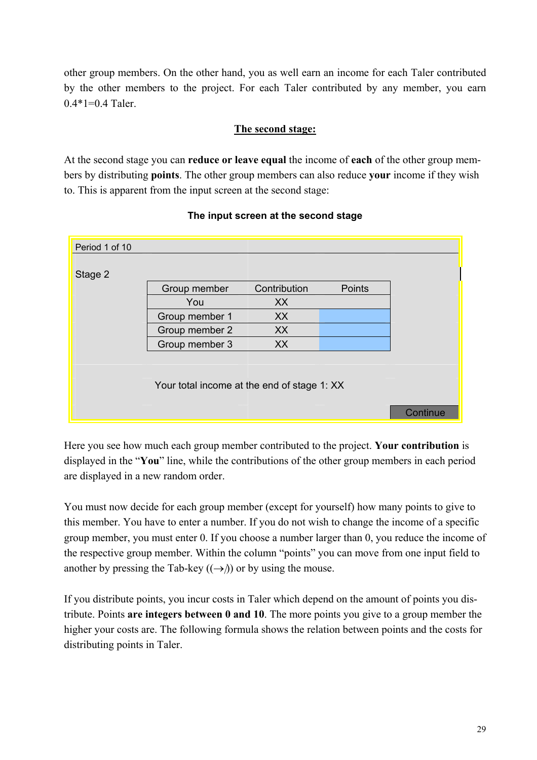other group members. On the other hand, you as well earn an income for each Taler contributed by the other members to the project. For each Taler contributed by any member, you earn 0.4*1=0.4 Taler.

## The second stage:

At the second stage you can **reduce or leave equal** the income of **each** of the other group members by distributing **points**. The other group members can also reduce **your** income if they wish to. This is apparent from the input screen at the second stage:

**The input screen at the second stage**

Period 1 of 10

Stage 2

| Group member | Contribution | Points |
|---|---|---|
| You | XX | |
| Group member 1 | XX | |
| Group member 2 | XX | |
| Group member 3 | XX | |

Your total income at the end of stage 1: XX

Continue

Here you see how much each group member contributed to the project. **Your contribution** is displayed in the "**You**" line, while the contributions of the other group members in each period are displayed in a new random order.

You must now decide for each group member (except for yourself) how many points to give to this member. You have to enter a number. If you do not wish to change the income of a specific group member, you must enter 0. If you choose a number larger than 0, you reduce the income of the respective group member. Within the column "points" you can move from one input field to another by pressing the Tab-key ((→/)) or by using the mouse.

If you distribute points, you incur costs in Taler which depend on the amount of points you distribute. Points **are integers between 0 and 10**. The more points you give to a group member the higher your costs are. The following formula shows the relation between points and the costs for distributing points in Taler.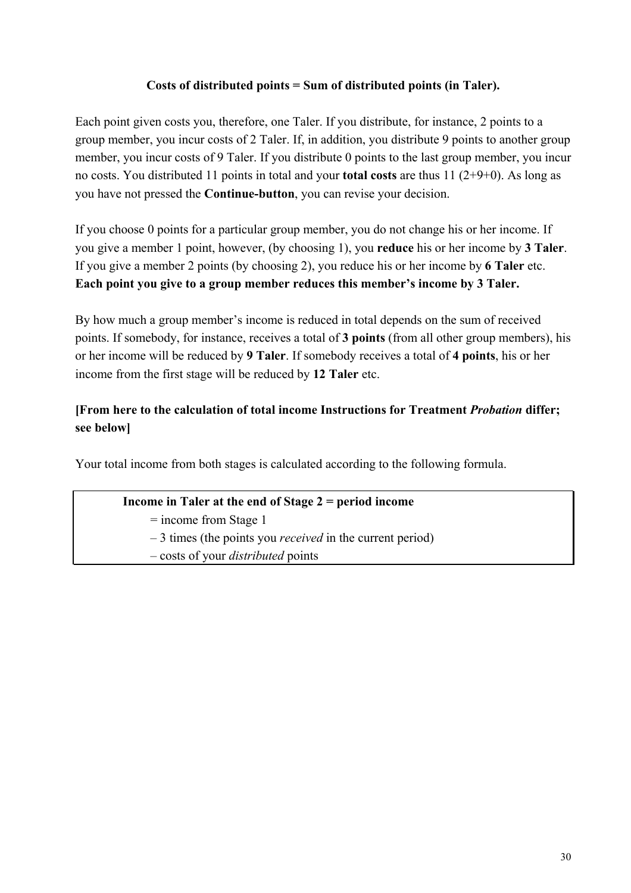**Costs of distributed points = Sum of distributed points (in Taler).**

Each point given costs you, therefore, one Taler. If you distribute, for instance, 2 points to a group member, you incur costs of 2 Taler. If, in addition, you distribute 9 points to another group member, you incur costs of 9 Taler. If you distribute 0 points to the last group member, you incur no costs. You distributed 11 points in total and your **total costs** are thus 11 (2+9+0). As long as you have not pressed the **Continue-button**, you can revise your decision.

If you choose 0 points for a particular group member, you do not change his or her income. If you give a member 1 point, however, (by choosing 1), you **reduce** his or her income by **3 Taler**. If you give a member 2 points (by choosing 2), you reduce his or her income by **6 Taler** etc. **Each point you give to a group member reduces this member's income by 3 Taler.**

By how much a group member's income is reduced in total depends on the sum of received points. If somebody, for instance, receives a total of **3 points** (from all other group members), his or her income will be reduced by **9 Taler**. If somebody receives a total of **4 points**, his or her income from the first stage will be reduced by **12 Taler** etc.

**[From here to the calculation of total income Instructions for Treatment *Probation* differ; see below]**

Your total income from both stages is calculated according to the following formula.

| **Income in Taler at the end of Stage 2 = period income** |
|---|
| = income from Stage 1 |
| – 3 times (the points you *received* in the current period) |
| – costs of your *distributed* points |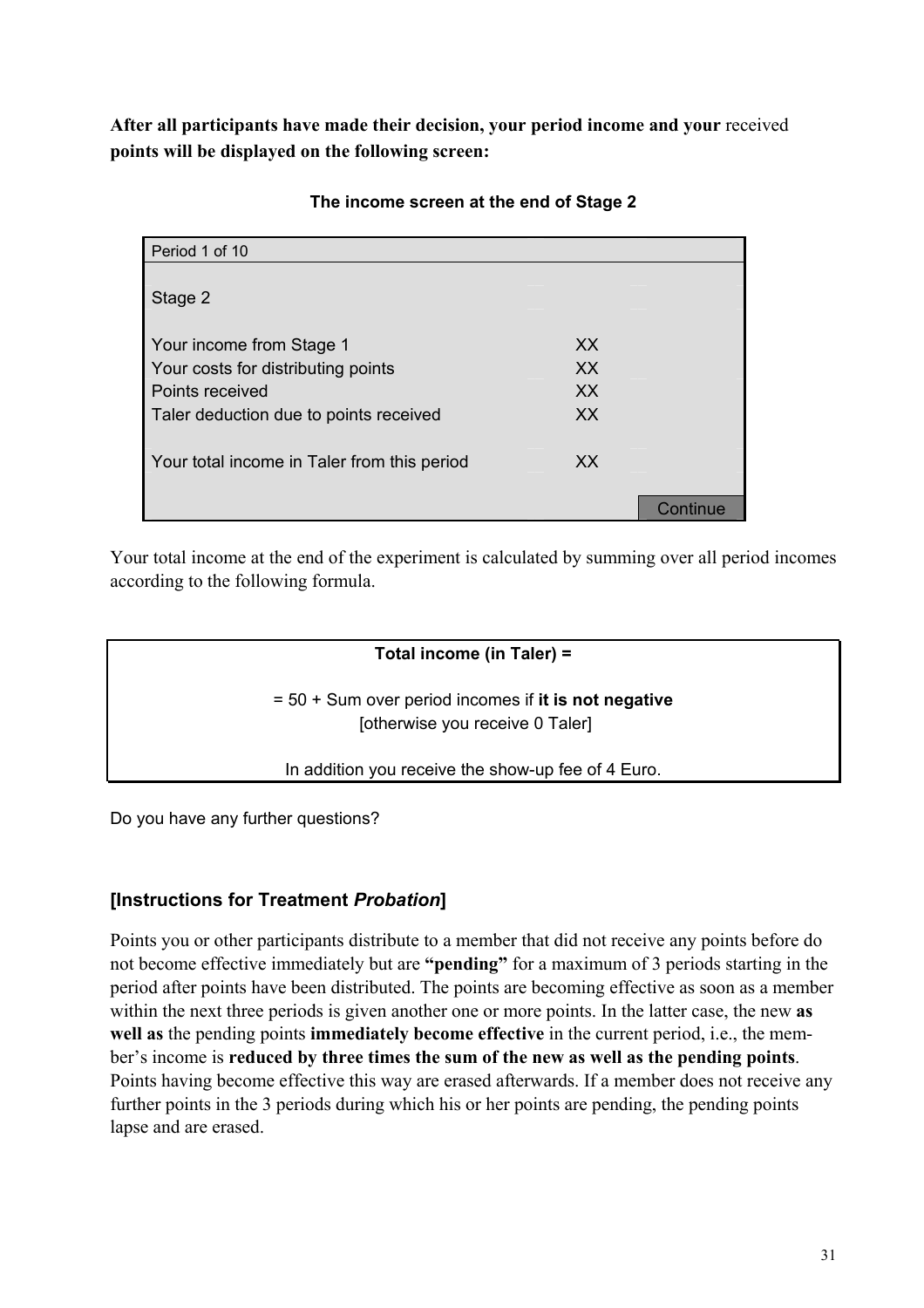**After all participants have made their decision, your period income and your** received **points will be displayed on the following screen:**

**The income screen at the end of Stage 2**

| Period 1 of 10 | |
|---|---|
| Stage 2 | |
| Your income from Stage 1 | XX |
| Your costs for distributing points | XX |
| Points received | XX |
| Taler deduction due to points received | XX |
| Your total income in Taler from this period | XX |
| | Continue |

Your total income at the end of the experiment is calculated by summing over all period incomes according to the following formula.

**Total income (in Taler) =**

= 50 + Sum over period incomes if **it is not negative**
[otherwise you receive 0 Taler]

In addition you receive the show-up fee of 4 Euro.

Do you have any further questions?

## [Instructions for Treatment *Probation*]

Points you or other participants distribute to a member that did not receive any points before do not become effective immediately but are **"pending"** for a maximum of 3 periods starting in the period after points have been distributed. The points are becoming effective as soon as a member within the next three periods is given another one or more points. In the latter case, the new **as well as** the pending points **immediately become effective** in the current period, i.e., the member's income is **reduced by three times the sum of the new as well as the pending points**. Points having become effective this way are erased afterwards. If a member does not receive any further points in the 3 periods during which his or her points are pending, the pending points lapse and are erased.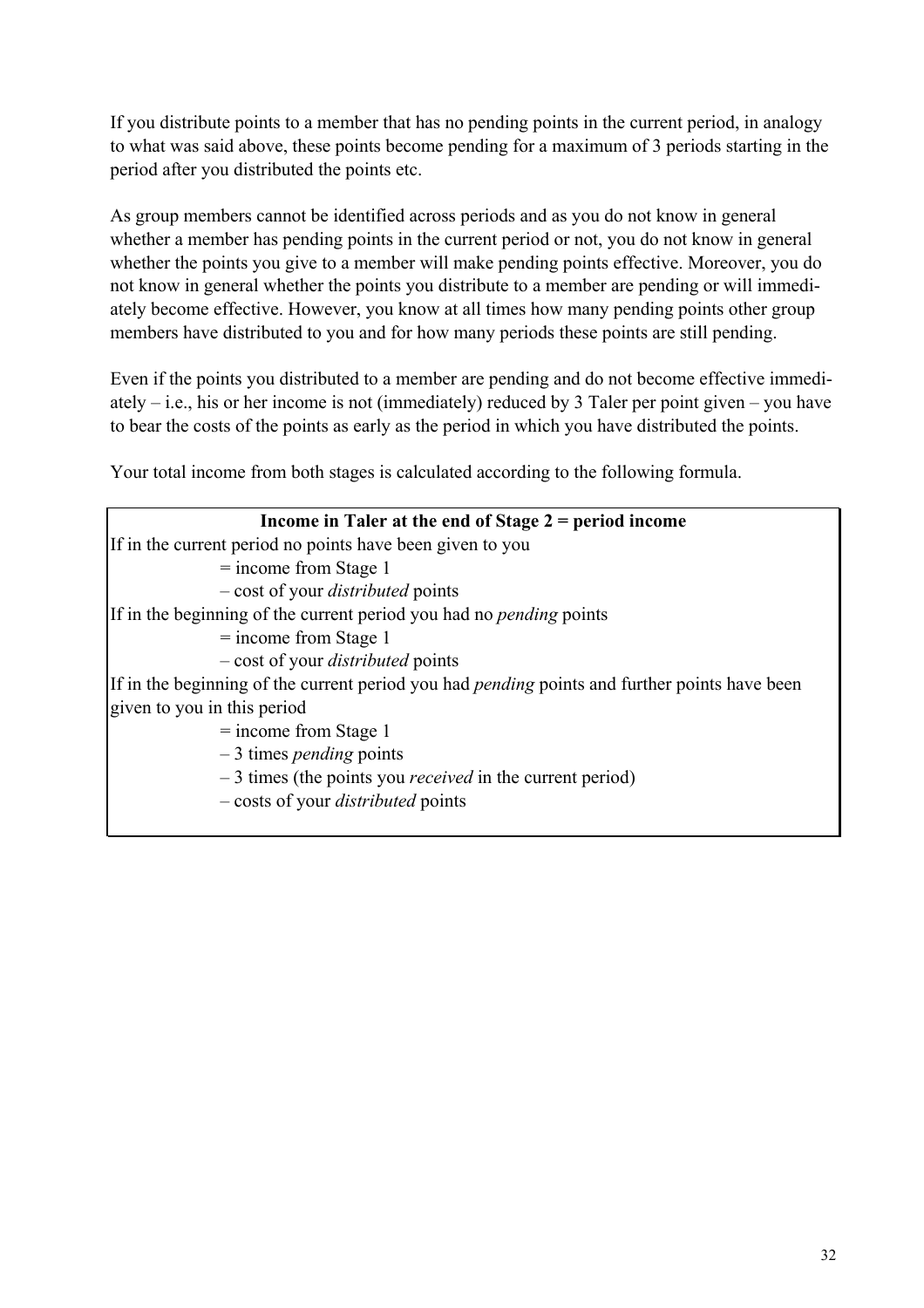If you distribute points to a member that has no pending points in the current period, in analogy to what was said above, these points become pending for a maximum of 3 periods starting in the period after you distributed the points etc.

As group members cannot be identified across periods and as you do not know in general whether a member has pending points in the current period or not, you do not know in general whether the points you give to a member will make pending points effective. Moreover, you do not know in general whether the points you distribute to a member are pending or will immediately become effective. However, you know at all times how many pending points other group members have distributed to you and for how many periods these points are still pending.

Even if the points you distributed to a member are pending and do not become effective immediately – i.e., his or her income is not (immediately) reduced by 3 Taler per point given – you have to bear the costs of the points as early as the period in which you have distributed the points.

Your total income from both stages is calculated according to the following formula.

**Income in Taler at the end of Stage 2 = period income**

If in the current period no points have been given to you

= income from Stage 1

– cost of your *distributed* points

If in the beginning of the current period you had no *pending* points

= income from Stage 1

– cost of your *distributed* points

If in the beginning of the current period you had *pending* points and further points have been given to you in this period

= income from Stage 1

– 3 times *pending* points

– 3 times (the points you *received* in the current period)

– costs of your *distributed* points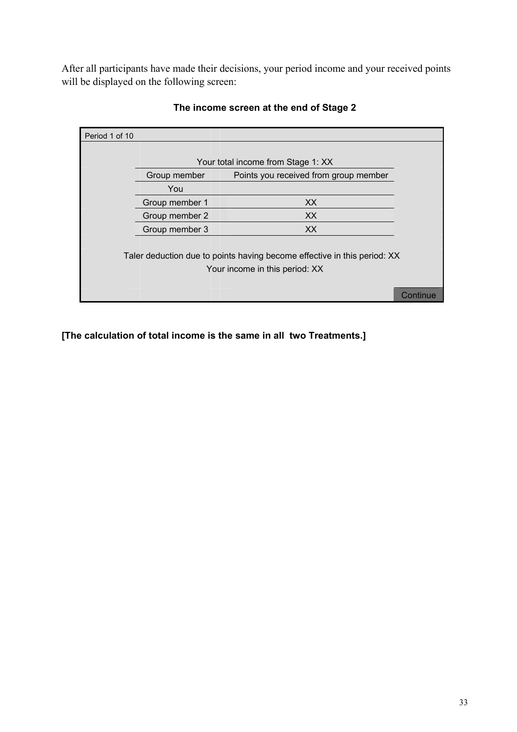After all participants have made their decisions, your period income and your received points will be displayed on the following screen:

**The income screen at the end of Stage 2**

Period 1 of 10

Your total income from Stage 1: XX

| Group member | Points you received from group member |
| --- | --- |
| You | |
| Group member 1 | XX |
| Group member 2 | XX |
| Group member 3 | XX |

Taler deduction due to points having become effective in this period: XX

Your income in this period: XX

Continue

**[The calculation of total income is the same in all two Treatments.]**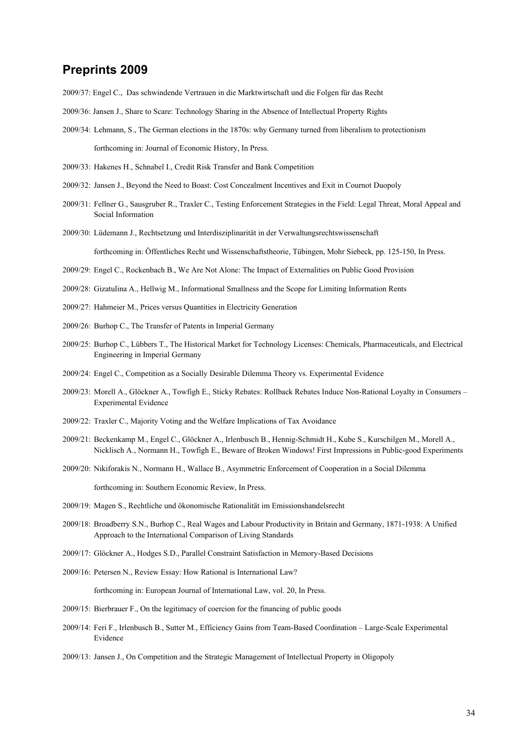## Preprints 2009

2009/37: Engel C., Das schwindende Vertrauen in die Marktwirtschaft und die Folgen für das Recht

2009/36: Jansen J., Share to Scare: Technology Sharing in the Absence of Intellectual Property Rights

2009/34: Lehmann, S., The German elections in the 1870s: why Germany turned from liberalism to protectionism

forthcoming in: Journal of Economic History, In Press.

2009/33: Hakenes H., Schnabel I., Credit Risk Transfer and Bank Competition

2009/32: Jansen J., Beyond the Need to Boast: Cost Concealment Incentives and Exit in Cournot Duopoly

2009/31: Fellner G., Sausgruber R., Traxler C., Testing Enforcement Strategies in the Field: Legal Threat, Moral Appeal and Social Information

2009/30: Lüdemann J., Rechtsetzung und Interdisziplinarität in der Verwaltungsrechtswissenschaft

forthcoming in: Öffentliches Recht und Wissenschaftstheorie, Tübingen, Mohr Siebeck, pp. 125-150, In Press.

2009/29: Engel C., Rockenbach B., We Are Not Alone: The Impact of Externalities on Public Good Provision

2009/28: Gizatulina A., Hellwig M., Informational Smallness and the Scope for Limiting Information Rents

2009/27: Hahmeier M., Prices versus Quantities in Electricity Generation

2009/26: Burhop C., The Transfer of Patents in Imperial Germany

2009/25: Burhop C., Lübbers T., The Historical Market for Technology Licenses: Chemicals, Pharmaceuticals, and Electrical Engineering in Imperial Germany

2009/24: Engel C., Competition as a Socially Desirable Dilemma Theory vs. Experimental Evidence

2009/23: Morell A., Glöckner A., Towfigh E., Sticky Rebates: Rollback Rebates Induce Non-Rational Loyalty in Consumers – Experimental Evidence

2009/22: Traxler C., Majority Voting and the Welfare Implications of Tax Avoidance

2009/21: Beckenkamp M., Engel C., Glöckner A., Irlenbusch B., Hennig-Schmidt H., Kube S., Kurschilgen M., Morell A., Nicklisch A., Normann H., Towfigh E., Beware of Broken Windows! First Impressions in Public-good Experiments

2009/20: Nikiforakis N., Normann H., Wallace B., Asymmetric Enforcement of Cooperation in a Social Dilemma

forthcoming in: Southern Economic Review, In Press.

2009/19: Magen S., Rechtliche und ökonomische Rationalität im Emissionshandelsrecht

2009/18: Broadberry S.N., Burhop C., Real Wages and Labour Productivity in Britain and Germany, 1871-1938: A Unified Approach to the International Comparison of Living Standards

2009/17: Glöckner A., Hodges S.D., Parallel Constraint Satisfaction in Memory-Based Decisions

2009/16: Petersen N., Review Essay: How Rational is International Law?

forthcoming in: European Journal of International Law, vol. 20, In Press.

2009/15: Bierbrauer F., On the legitimacy of coercion for the financing of public goods

2009/14: Feri F., Irlenbusch B., Sutter M., Efficiency Gains from Team-Based Coordination – Large-Scale Experimental Evidence

2009/13: Jansen J., On Competition and the Strategic Management of Intellectual Property in Oligopoly